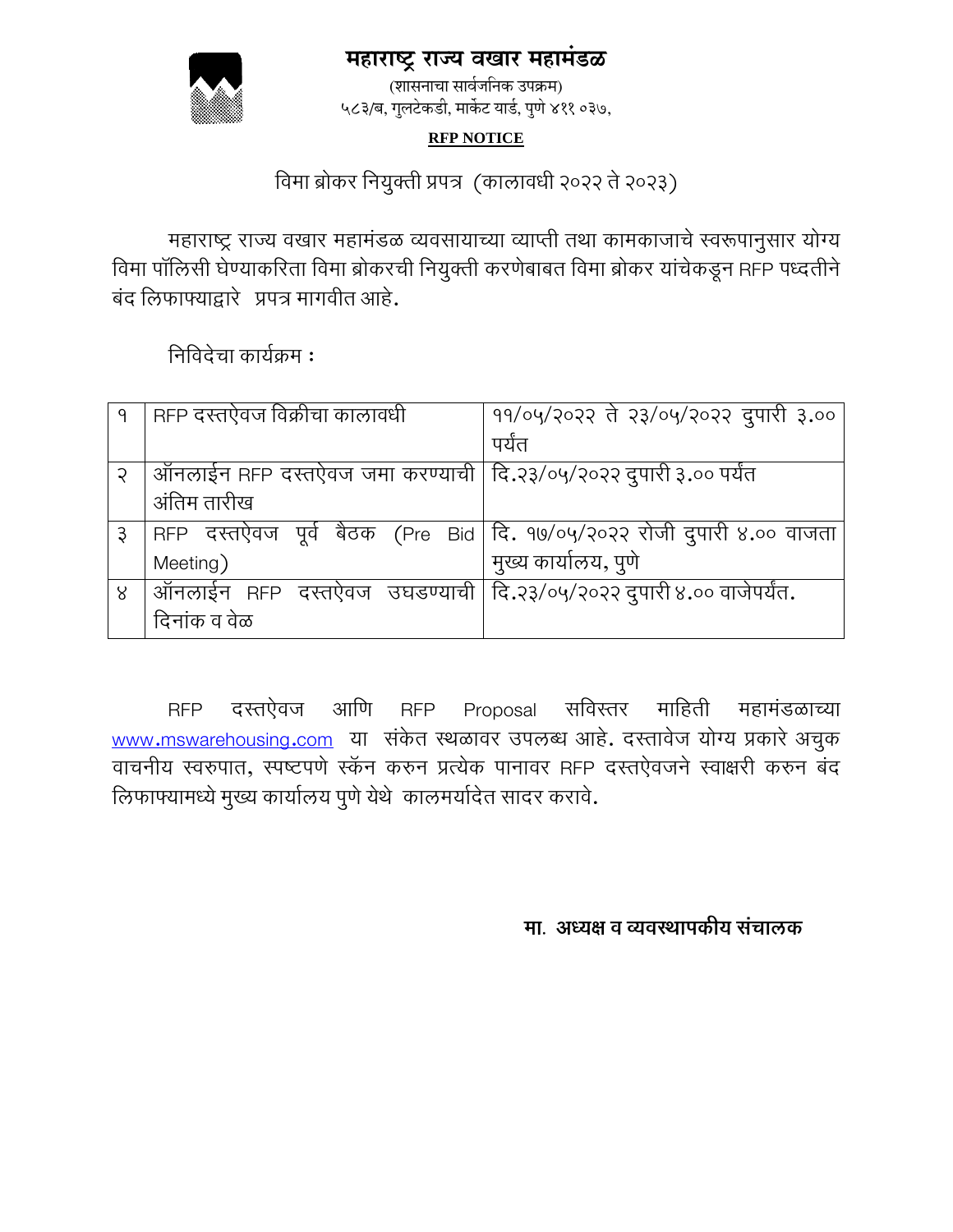# महाराष्ट्र राज्य वखार महामंडळ

(शासनाचा सार्वजनिक उपक्रम)
५८३/ब, गुलटेकडी, मार्केट यार्ड, पुणे ४११ ०३७,

**RFP NOTICE**

विमा ब्रोकर नियुक्ती प्रपत्र (कालावधी २०२२ ते २०२३)

महाराष्ट्र राज्य वखार महामंडळ व्यवसायाच्या व्याप्ती तथा कामकाजाचे स्वरूपानुसार योग्य विमा पॉलिसी घेण्याकरिता विमा ब्रोकरची नियुक्ती करणेबाबत विमा ब्रोकर यांचेकडून RFP पध्दतीने बंद लिफाफ्याद्वारे प्रपत्र मागवीत आहे.

निविदेचा कार्यक्रम :

| | | |
|---|---|---|
| १ | RFP दस्तऐवज विक्रीचा कालावधी | ११/०५/२०२२ ते २३/०५/२०२२ दुपारी ३.०० पर्यंत |
| २ | ऑनलाईन RFP दस्तऐवज जमा करण्याची अंतिम तारीख | दि.२३/०५/२०२२ दुपारी ३.०० पर्यंत |
| ३ | RFP दस्तऐवज पूर्व बैठक (Pre Bid Meeting) | दि. १७/०५/२०२२ रोजी दुपारी ४.०० वाजता मुख्य कार्यालय, पुणे |
| ४ | ऑनलाईन RFP दस्तऐवज उघडण्याची दिनांक व वेळ | दि.२३/०५/२०२२ दुपारी ४.०० वाजेपर्यंत. |

RFP दस्तऐवज आणि RFP Proposal सविस्तर माहिती महामंडळाच्या www.mswarehousing.com या संकेत स्थळावर उपलब्ध आहे. दस्तावेज योग्य प्रकारे अचुक वाचनीय स्वरुपात, स्पष्टपणे स्कॅन करुन प्रत्येक पानावर RFP दस्तऐवजने स्वाक्षरी करुन बंद लिफाफ्यामध्ये मुख्य कार्यालय पुणे येथे कालमर्यादेत सादर करावे.

**मा. अध्यक्ष व व्यवस्थापकीय संचालक**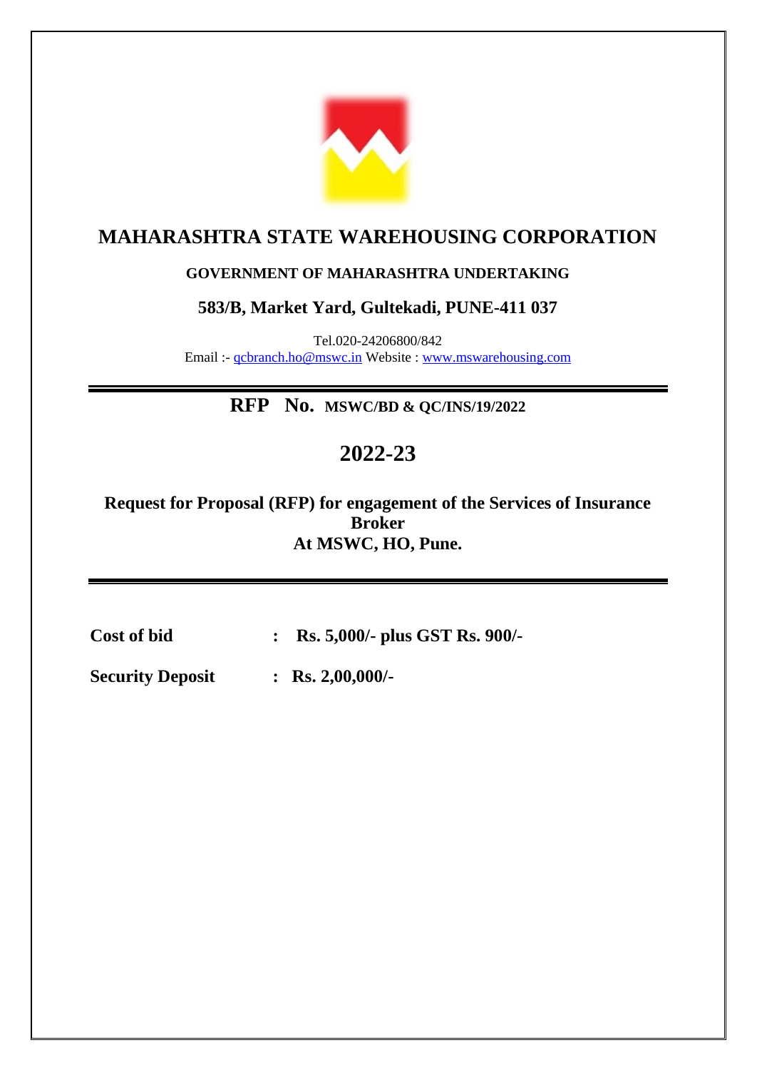# MAHARASHTRA STATE WAREHOUSING CORPORATION

**GOVERNMENT OF MAHARASHTRA UNDERTAKING**

**583/B, Market Yard, Gultekadi, PUNE-411 037**

Tel.020-24206800/842
Email :- qcbranch.ho@mswc.in Website : www.mswarehousing.com

## RFP No. MSWC/BD & QC/INS/19/2022

## 2022-23

**Request for Proposal (RFP) for engagement of the Services of Insurance Broker At MSWC, HO, Pune.**

**Cost of bid** : **Rs. 5,000/- plus GST Rs. 900/-**

**Security Deposit** : **Rs. 2,00,000/-**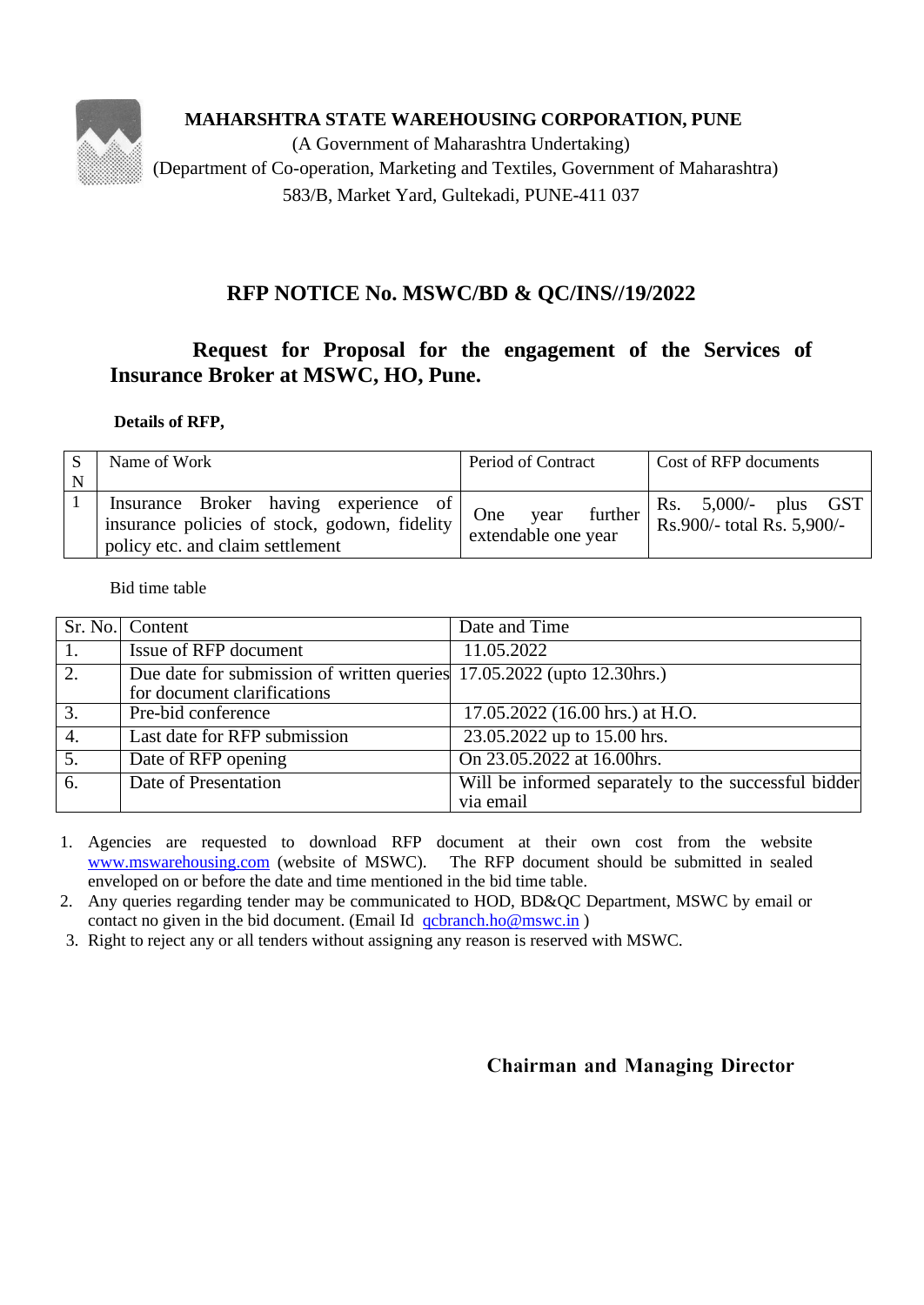**MAHARSHTRA STATE WAREHOUSING CORPORATION, PUNE**

(A Government of Maharashtra Undertaking)

(Department of Co-operation, Marketing and Textiles, Government of Maharashtra)

583/B, Market Yard, Gultekadi, PUNE-411 037

# RFP NOTICE No. MSWC/BD & QC/INS//19/2022

## Request for Proposal for the engagement of the Services of Insurance Broker at MSWC, HO, Pune.

**Details of RFP,**

| SN | Name of Work | Period of Contract | Cost of RFP documents |
|---|---|---|---|
| 1 | Insurance Broker having experience of insurance policies of stock, godown, fidelity policy etc. and claim settlement | One year further extendable one year | Rs. 5,000/- plus GST Rs.900/- total Rs. 5,900/- |

Bid time table

| Sr. No. | Content | Date and Time |
|---|---|---|
| 1. | Issue of RFP document | 11.05.2022 |
| 2. | Due date for submission of written queries for document clarifications | 17.05.2022 (upto 12.30hrs.) |
| 3. | Pre-bid conference | 17.05.2022 (16.00 hrs.) at H.O. |
| 4. | Last date for RFP submission | 23.05.2022 up to 15.00 hrs. |
| 5. | Date of RFP opening | On 23.05.2022 at 16.00hrs. |
| 6. | Date of Presentation | Will be informed separately to the successful bidder via email |

1. Agencies are requested to download RFP document at their own cost from the website www.mswarehousing.com (website of MSWC). The RFP document should be submitted in sealed enveloped on or before the date and time mentioned in the bid time table.
2. Any queries regarding tender may be communicated to HOD, BD&QC Department, MSWC by email or contact no given in the bid document. (Email Id qcbranch.ho@mswc.in )
3. Right to reject any or all tenders without assigning any reason is reserved with MSWC.

**Chairman and Managing Director**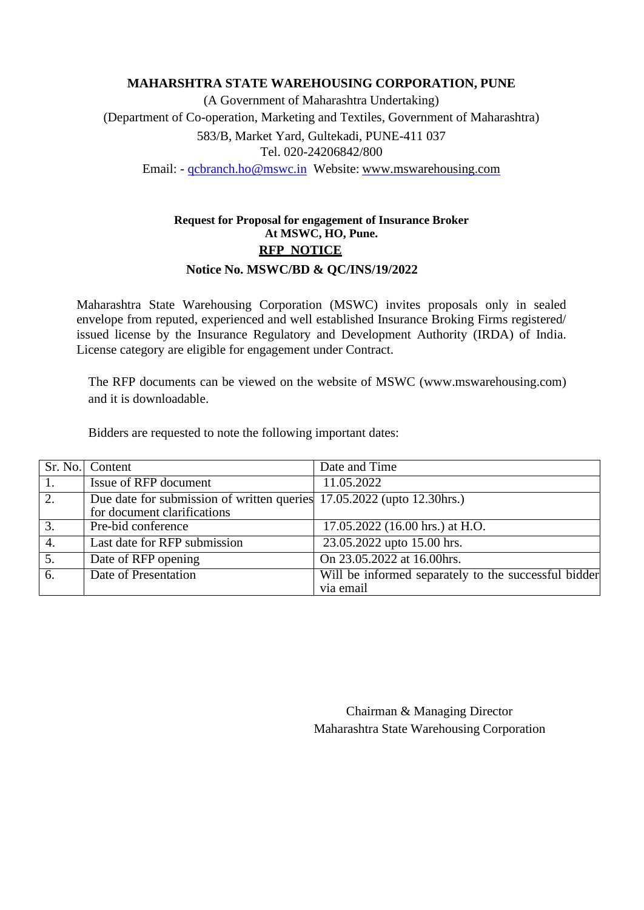**MAHARSHTRA STATE WAREHOUSING CORPORATION, PUNE**

(A Government of Maharashtra Undertaking)

(Department of Co-operation, Marketing and Textiles, Government of Maharashtra)

583/B, Market Yard, Gultekadi, PUNE-411 037

Tel. 020-24206842/800

Email: - qcbranch.ho@mswc.in Website: www.mswarehousing.com

**Request for Proposal for engagement of Insurance Broker**
**At MSWC, HO, Pune.**

**RFP NOTICE**

**Notice No. MSWC/BD & QC/INS/19/2022**

Maharashtra State Warehousing Corporation (MSWC) invites proposals only in sealed envelope from reputed, experienced and well established Insurance Broking Firms registered/ issued license by the Insurance Regulatory and Development Authority (IRDA) of India. License category are eligible for engagement under Contract.

The RFP documents can be viewed on the website of MSWC (www.mswarehousing.com) and it is downloadable.

Bidders are requested to note the following important dates:

| Sr. No. | Content | Date and Time |
|---|---|---|
| 1. | Issue of RFP document | 11.05.2022 |
| 2. | Due date for submission of written queries for document clarifications | 17.05.2022 (upto 12.30hrs.) |
| 3. | Pre-bid conference | 17.05.2022 (16.00 hrs.) at H.O. |
| 4. | Last date for RFP submission | 23.05.2022 upto 15.00 hrs. |
| 5. | Date of RFP opening | On 23.05.2022 at 16.00hrs. |
| 6. | Date of Presentation | Will be informed separately to the successful bidder via email |

Chairman & Managing Director
Maharashtra State Warehousing Corporation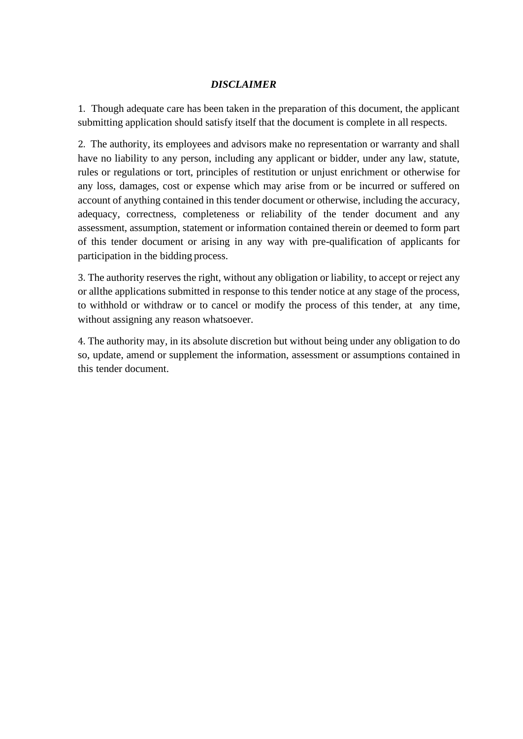## *DISCLAIMER*

1. Though adequate care has been taken in the preparation of this document, the applicant submitting application should satisfy itself that the document is complete in all respects.

2. The authority, its employees and advisors make no representation or warranty and shall have no liability to any person, including any applicant or bidder, under any law, statute, rules or regulations or tort, principles of restitution or unjust enrichment or otherwise for any loss, damages, cost or expense which may arise from or be incurred or suffered on account of anything contained in this tender document or otherwise, including the accuracy, adequacy, correctness, completeness or reliability of the tender document and any assessment, assumption, statement or information contained therein or deemed to form part of this tender document or arising in any way with pre-qualification of applicants for participation in the bidding process.

3. The authority reserves the right, without any obligation or liability, to accept or reject any or allthe applications submitted in response to this tender notice at any stage of the process, to withhold or withdraw or to cancel or modify the process of this tender, at any time, without assigning any reason whatsoever.

4. The authority may, in its absolute discretion but without being under any obligation to do so, update, amend or supplement the information, assessment or assumptions contained in this tender document.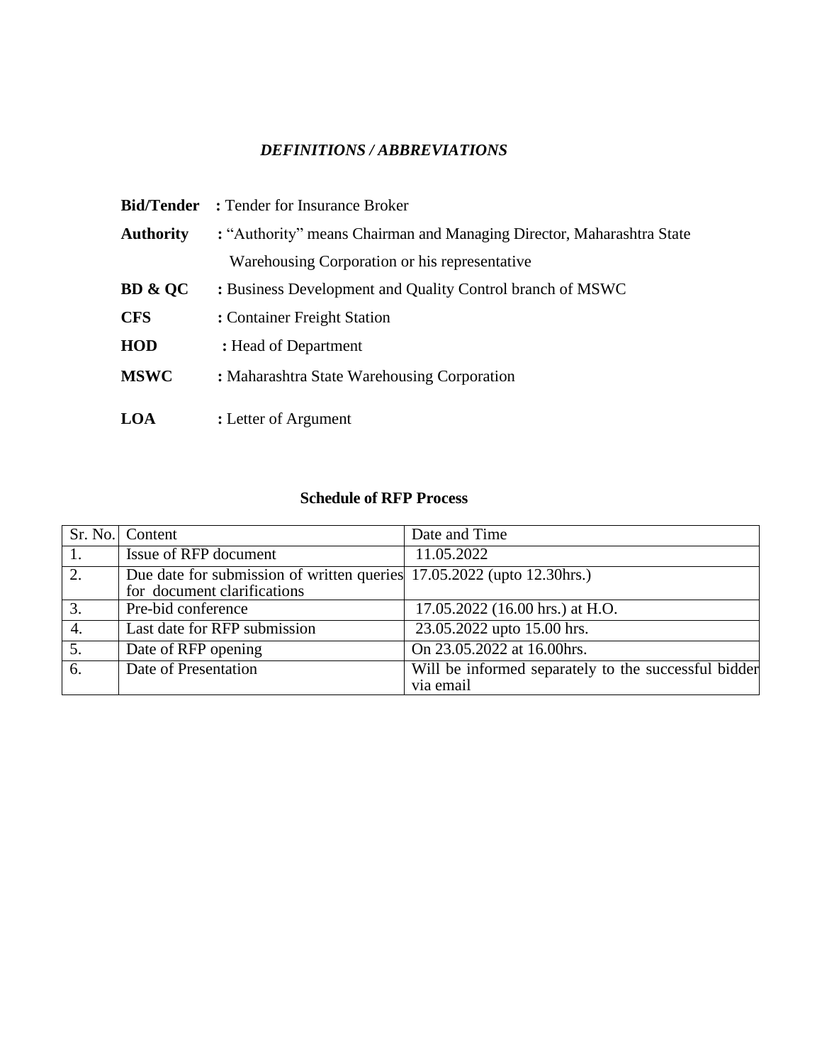## *DEFINITIONS / ABBREVIATIONS*

**Bid/Tender** : Tender for Insurance Broker

**Authority** : "Authority" means Chairman and Managing Director, Maharashtra State Warehousing Corporation or his representative

**BD & QC** : Business Development and Quality Control branch of MSWC

**CFS** : Container Freight Station

**HOD** : Head of Department

**MSWC** : Maharashtra State Warehousing Corporation

**LOA** : Letter of Argument

### Schedule of RFP Process

| Sr. No. | Content | Date and Time |
|---|---|---|
| 1. | Issue of RFP document | 11.05.2022 |
| 2. | Due date for submission of written queries for document clarifications | 17.05.2022 (upto 12.30hrs.) |
| 3. | Pre-bid conference | 17.05.2022 (16.00 hrs.) at H.O. |
| 4. | Last date for RFP submission | 23.05.2022 upto 15.00 hrs. |
| 5. | Date of RFP opening | On 23.05.2022 at 16.00hrs. |
| 6. | Date of Presentation | Will be informed separately to the successful bidder via email |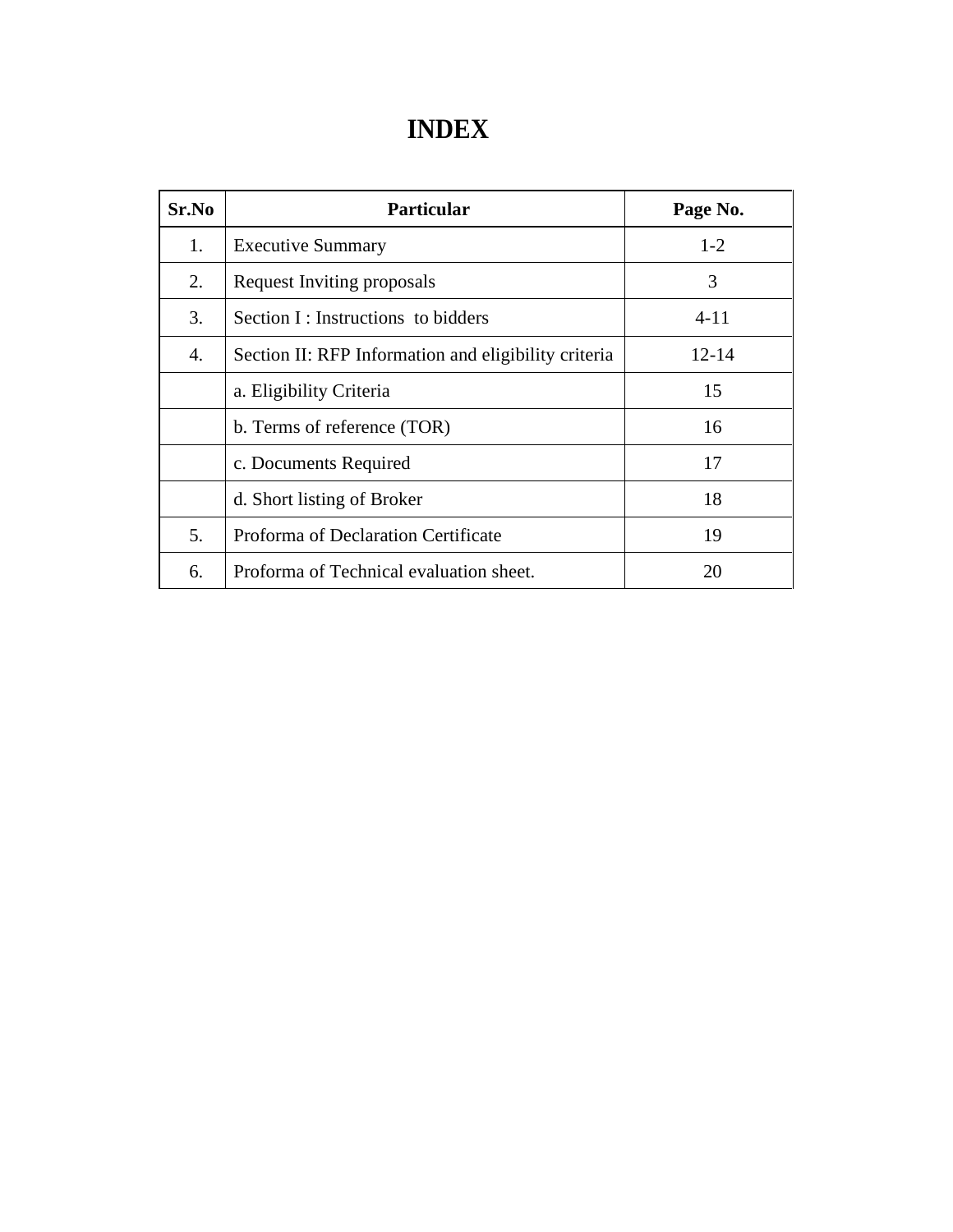# INDEX

| Sr.No | Particular | Page No. |
|---|---|---|
| 1. | Executive Summary | 1-2 |
| 2. | Request Inviting proposals | 3 |
| 3. | Section I : Instructions to bidders | 4-11 |
| 4. | Section II: RFP Information and eligibility criteria | 12-14 |
| | a. Eligibility Criteria | 15 |
| | b. Terms of reference (TOR) | 16 |
| | c. Documents Required | 17 |
| | d. Short listing of Broker | 18 |
| 5. | Proforma of Declaration Certificate | 19 |
| 6. | Proforma of Technical evaluation sheet. | 20 |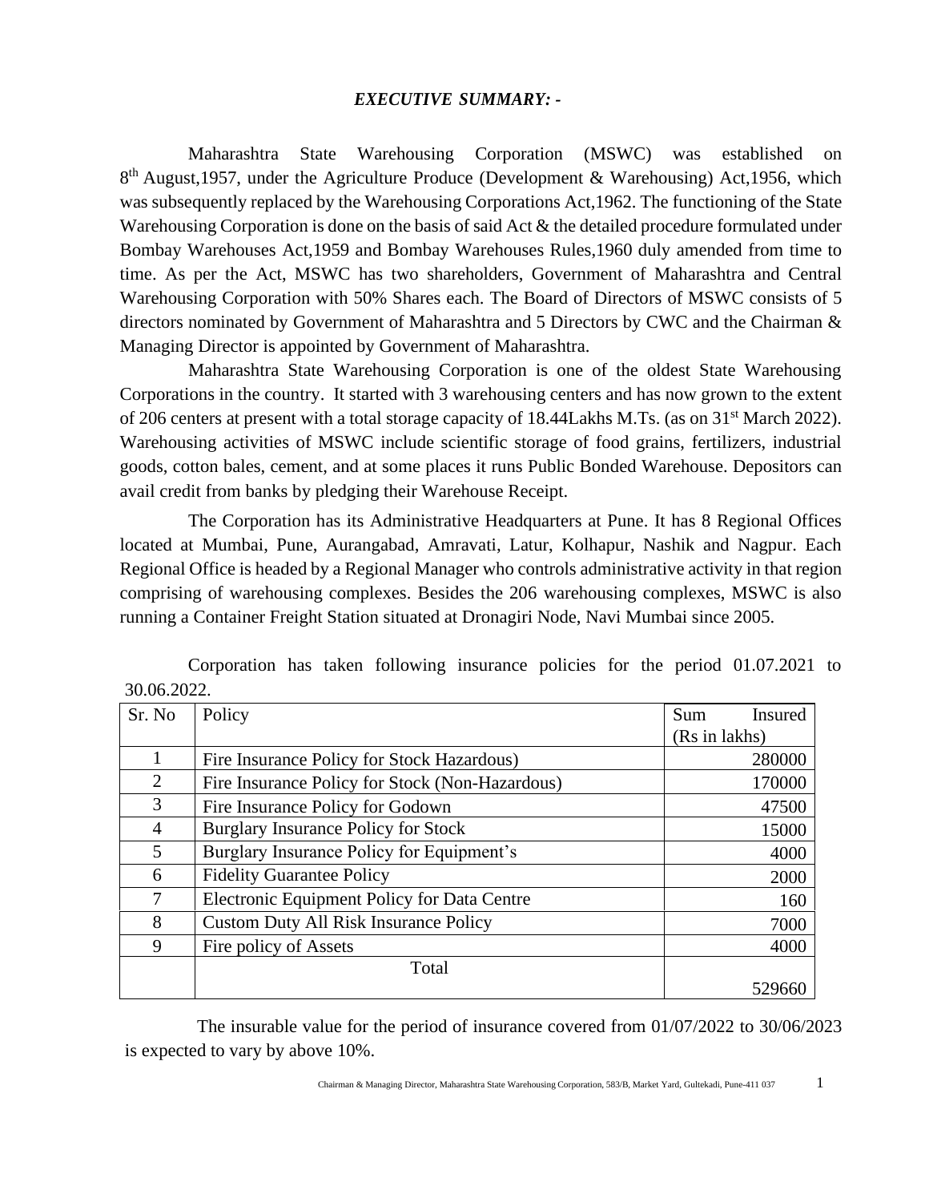## *EXECUTIVE SUMMARY: -*

Maharashtra State Warehousing Corporation (MSWC) was established on 8th August,1957, under the Agriculture Produce (Development & Warehousing) Act,1956, which was subsequently replaced by the Warehousing Corporations Act,1962. The functioning of the State Warehousing Corporation is done on the basis of said Act & the detailed procedure formulated under Bombay Warehouses Act,1959 and Bombay Warehouses Rules,1960 duly amended from time to time. As per the Act, MSWC has two shareholders, Government of Maharashtra and Central Warehousing Corporation with 50% Shares each. The Board of Directors of MSWC consists of 5 directors nominated by Government of Maharashtra and 5 Directors by CWC and the Chairman & Managing Director is appointed by Government of Maharashtra.

Maharashtra State Warehousing Corporation is one of the oldest State Warehousing Corporations in the country. It started with 3 warehousing centers and has now grown to the extent of 206 centers at present with a total storage capacity of 18.44Lakhs M.Ts. (as on 31st March 2022). Warehousing activities of MSWC include scientific storage of food grains, fertilizers, industrial goods, cotton bales, cement, and at some places it runs Public Bonded Warehouse. Depositors can avail credit from banks by pledging their Warehouse Receipt.

The Corporation has its Administrative Headquarters at Pune. It has 8 Regional Offices located at Mumbai, Pune, Aurangabad, Amravati, Latur, Kolhapur, Nashik and Nagpur. Each Regional Office is headed by a Regional Manager who controls administrative activity in that region comprising of warehousing complexes. Besides the 206 warehousing complexes, MSWC is also running a Container Freight Station situated at Dronagiri Node, Navi Mumbai since 2005.

Corporation has taken following insurance policies for the period 01.07.2021 to 30.06.2022.

| Sr. No | Policy | Sum Insured (Rs in lakhs) |
|---|---|---|
| 1 | Fire Insurance Policy for Stock Hazardous) | 280000 |
| 2 | Fire Insurance Policy for Stock (Non-Hazardous) | 170000 |
| 3 | Fire Insurance Policy for Godown | 47500 |
| 4 | Burglary Insurance Policy for Stock | 15000 |
| 5 | Burglary Insurance Policy for Equipment's | 4000 |
| 6 | Fidelity Guarantee Policy | 2000 |
| 7 | Electronic Equipment Policy for Data Centre | 160 |
| 8 | Custom Duty All Risk Insurance Policy | 7000 |
| 9 | Fire policy of Assets | 4000 |
| | Total | 529660 |

The insurable value for the period of insurance covered from 01/07/2022 to 30/06/2023 is expected to vary by above 10%.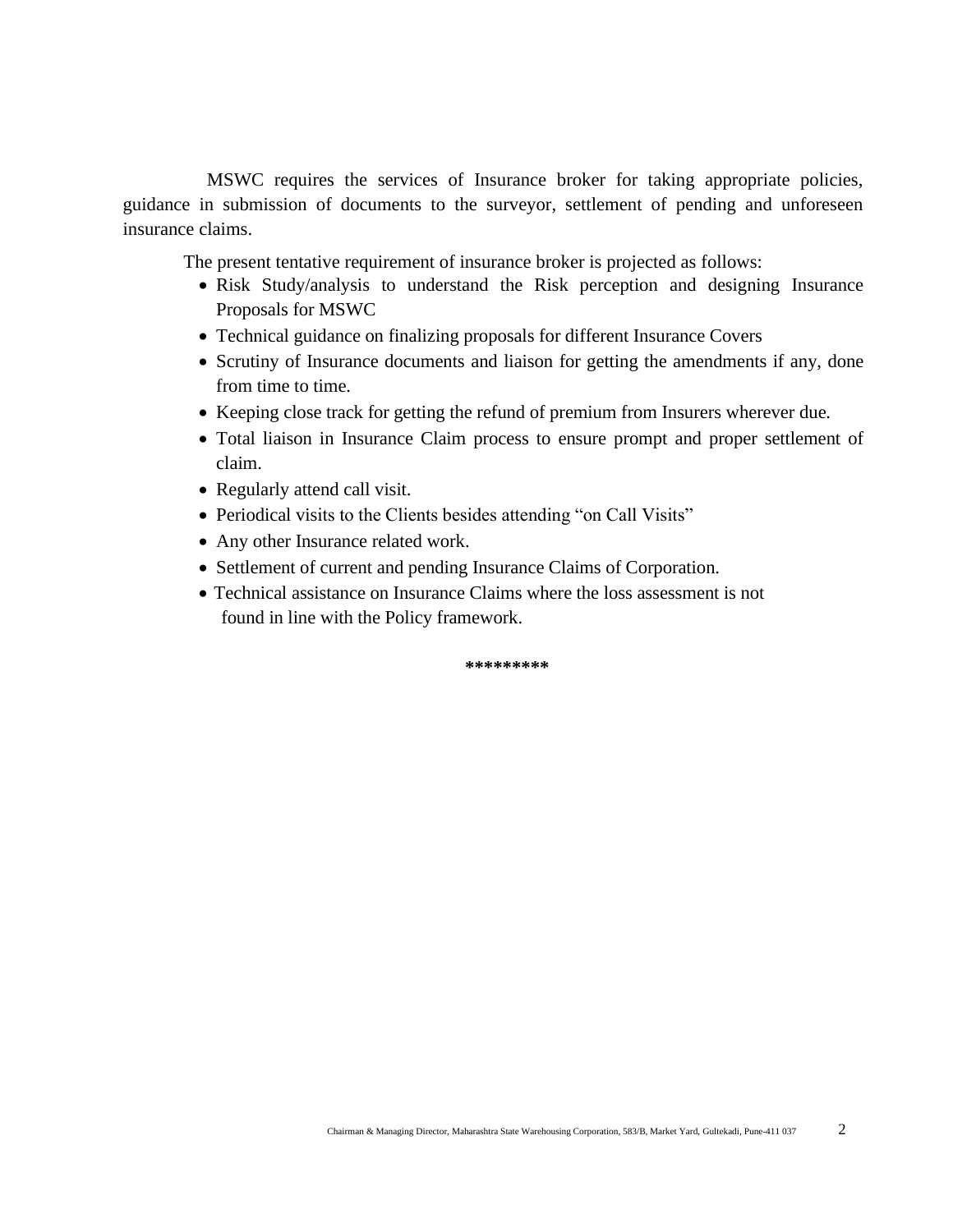MSWC requires the services of Insurance broker for taking appropriate policies, guidance in submission of documents to the surveyor, settlement of pending and unforeseen insurance claims.

The present tentative requirement of insurance broker is projected as follows:

- Risk Study/analysis to understand the Risk perception and designing Insurance Proposals for MSWC
- Technical guidance on finalizing proposals for different Insurance Covers
- Scrutiny of Insurance documents and liaison for getting the amendments if any, done from time to time.
- Keeping close track for getting the refund of premium from Insurers wherever due.
- Total liaison in Insurance Claim process to ensure prompt and proper settlement of claim.
- Regularly attend call visit.
- Periodical visits to the Clients besides attending "on Call Visits"
- Any other Insurance related work.
- Settlement of current and pending Insurance Claims of Corporation.
- Technical assistance on Insurance Claims where the loss assessment is not found in line with the Policy framework.

*********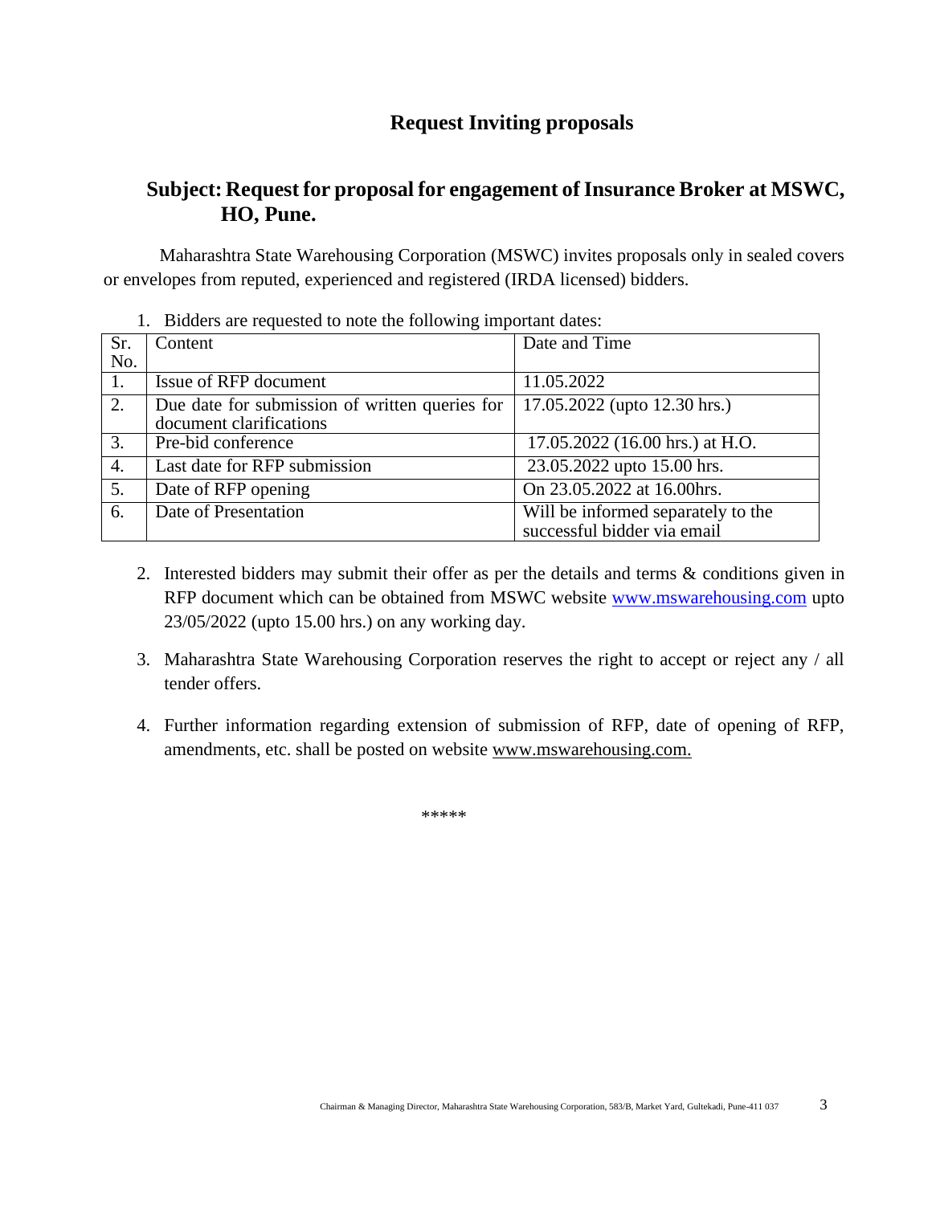# Request Inviting proposals

## Subject: Request for proposal for engagement of Insurance Broker at MSWC, HO, Pune.

Maharashtra State Warehousing Corporation (MSWC) invites proposals only in sealed covers or envelopes from reputed, experienced and registered (IRDA licensed) bidders.

1. Bidders are requested to note the following important dates:

| Sr. No. | Content | Date and Time |
|---|---|---|
| 1. | Issue of RFP document | 11.05.2022 |
| 2. | Due date for submission of written queries for document clarifications | 17.05.2022 (upto 12.30 hrs.) |
| 3. | Pre-bid conference | 17.05.2022 (16.00 hrs.) at H.O. |
| 4. | Last date for RFP submission | 23.05.2022 upto 15.00 hrs. |
| 5. | Date of RFP opening | On 23.05.2022 at 16.00hrs. |
| 6. | Date of Presentation | Will be informed separately to the successful bidder via email |

2. Interested bidders may submit their offer as per the details and terms & conditions given in RFP document which can be obtained from MSWC website www.mswarehousing.com upto 23/05/2022 (upto 15.00 hrs.) on any working day.

3. Maharashtra State Warehousing Corporation reserves the right to accept or reject any / all tender offers.

4. Further information regarding extension of submission of RFP, date of opening of RFP, amendments, etc. shall be posted on website www.mswarehousing.com.

*****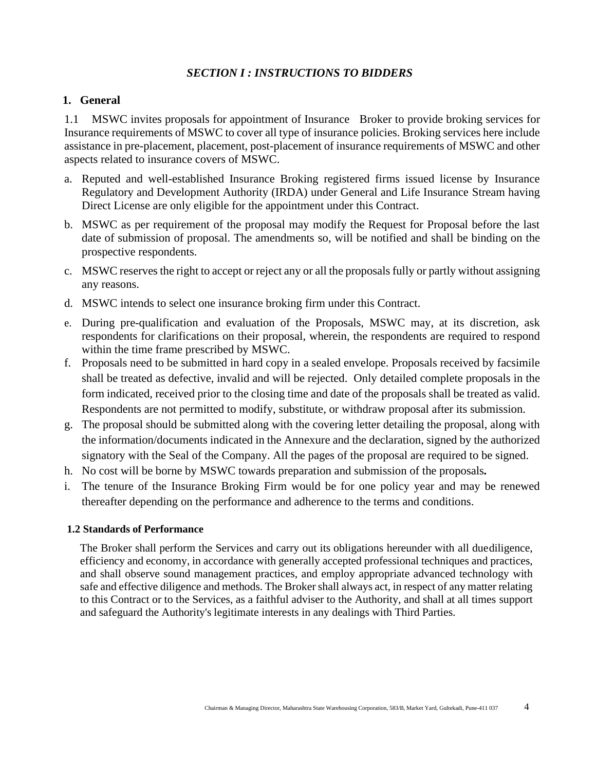## *SECTION I : INSTRUCTIONS TO BIDDERS*

### 1. General

1.1 MSWC invites proposals for appointment of Insurance Broker to provide broking services for Insurance requirements of MSWC to cover all type of insurance policies. Broking services here include assistance in pre-placement, placement, post-placement of insurance requirements of MSWC and other aspects related to insurance covers of MSWC.

a. Reputed and well-established Insurance Broking registered firms issued license by Insurance Regulatory and Development Authority (IRDA) under General and Life Insurance Stream having Direct License are only eligible for the appointment under this Contract.

b. MSWC as per requirement of the proposal may modify the Request for Proposal before the last date of submission of proposal. The amendments so, will be notified and shall be binding on the prospective respondents.

c. MSWC reserves the right to accept or reject any or all the proposals fully or partly without assigning any reasons.

d. MSWC intends to select one insurance broking firm under this Contract.

e. During pre-qualification and evaluation of the Proposals, MSWC may, at its discretion, ask respondents for clarifications on their proposal, wherein, the respondents are required to respond within the time frame prescribed by MSWC.

f. Proposals need to be submitted in hard copy in a sealed envelope. Proposals received by facsimile shall be treated as defective, invalid and will be rejected. Only detailed complete proposals in the form indicated, received prior to the closing time and date of the proposals shall be treated as valid. Respondents are not permitted to modify, substitute, or withdraw proposal after its submission.

g. The proposal should be submitted along with the covering letter detailing the proposal, along with the information/documents indicated in the Annexure and the declaration, signed by the authorized signatory with the Seal of the Company. All the pages of the proposal are required to be signed.

h. No cost will be borne by MSWC towards preparation and submission of the proposals**.**

i. The tenure of the Insurance Broking Firm would be for one policy year and may be renewed thereafter depending on the performance and adherence to the terms and conditions.

#### 1.2 Standards of Performance

The Broker shall perform the Services and carry out its obligations hereunder with all duediligence, efficiency and economy, in accordance with generally accepted professional techniques and practices, and shall observe sound management practices, and employ appropriate advanced technology with safe and effective diligence and methods. The Broker shall always act, in respect of any matter relating to this Contract or to the Services, as a faithful adviser to the Authority, and shall at all times support and safeguard the Authority's legitimate interests in any dealings with Third Parties.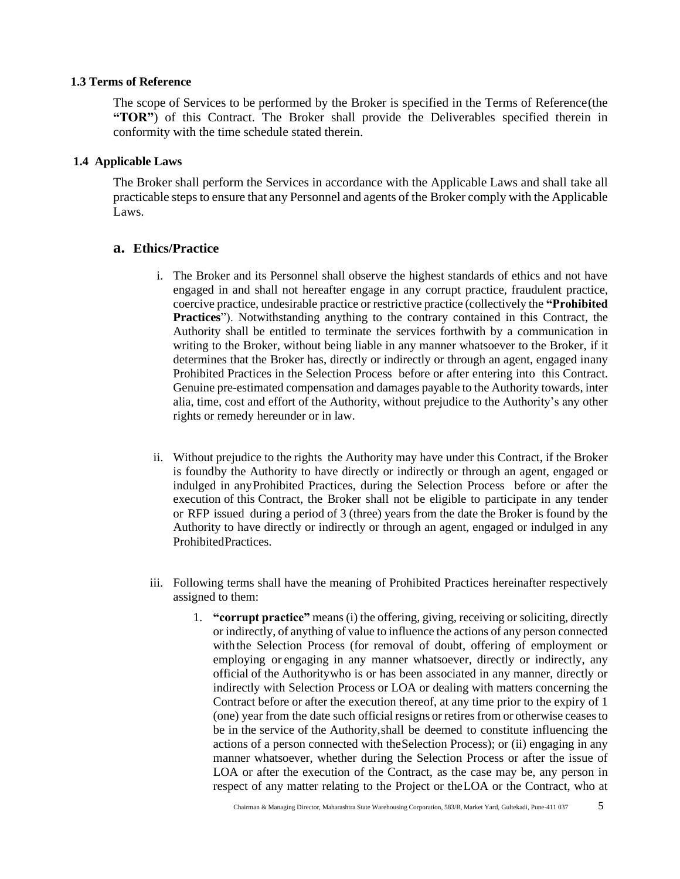### 1.3 Terms of Reference

The scope of Services to be performed by the Broker is specified in the Terms of Reference(the **"TOR"**) of this Contract. The Broker shall provide the Deliverables specified therein in conformity with the time schedule stated therein.

### 1.4 Applicable Laws

The Broker shall perform the Services in accordance with the Applicable Laws and shall take all practicable steps to ensure that any Personnel and agents of the Broker comply with the Applicable Laws.

## a. Ethics/Practice

i. The Broker and its Personnel shall observe the highest standards of ethics and not have engaged in and shall not hereafter engage in any corrupt practice, fraudulent practice, coercive practice, undesirable practice or restrictive practice (collectively the **"Prohibited Practices"**). Notwithstanding anything to the contrary contained in this Contract, the Authority shall be entitled to terminate the services forthwith by a communication in writing to the Broker, without being liable in any manner whatsoever to the Broker, if it determines that the Broker has, directly or indirectly or through an agent, engaged inany Prohibited Practices in the Selection Process before or after entering into this Contract. Genuine pre-estimated compensation and damages payable to the Authority towards, inter alia, time, cost and effort of the Authority, without prejudice to the Authority's any other rights or remedy hereunder or in law.

ii. Without prejudice to the rights the Authority may have under this Contract, if the Broker is foundby the Authority to have directly or indirectly or through an agent, engaged or indulged in anyProhibited Practices, during the Selection Process before or after the execution of this Contract, the Broker shall not be eligible to participate in any tender or RFP issued during a period of 3 (three) years from the date the Broker is found by the Authority to have directly or indirectly or through an agent, engaged or indulged in any ProhibitedPractices.

iii. Following terms shall have the meaning of Prohibited Practices hereinafter respectively assigned to them:

   1. **"corrupt practice"** means (i) the offering, giving, receiving or soliciting, directly or indirectly, of anything of value to influence the actions of any person connected withthe Selection Process (for removal of doubt, offering of employment or employing or engaging in any manner whatsoever, directly or indirectly, any official of the Authoritywho is or has been associated in any manner, directly or indirectly with Selection Process or LOA or dealing with matters concerning the Contract before or after the execution thereof, at any time prior to the expiry of 1 (one) year from the date such official resigns or retires from or otherwise ceases to be in the service of the Authority,shall be deemed to constitute influencing the actions of a person connected with theSelection Process); or (ii) engaging in any manner whatsoever, whether during the Selection Process or after the issue of LOA or after the execution of the Contract, as the case may be, any person in respect of any matter relating to the Project or theLOA or the Contract, who at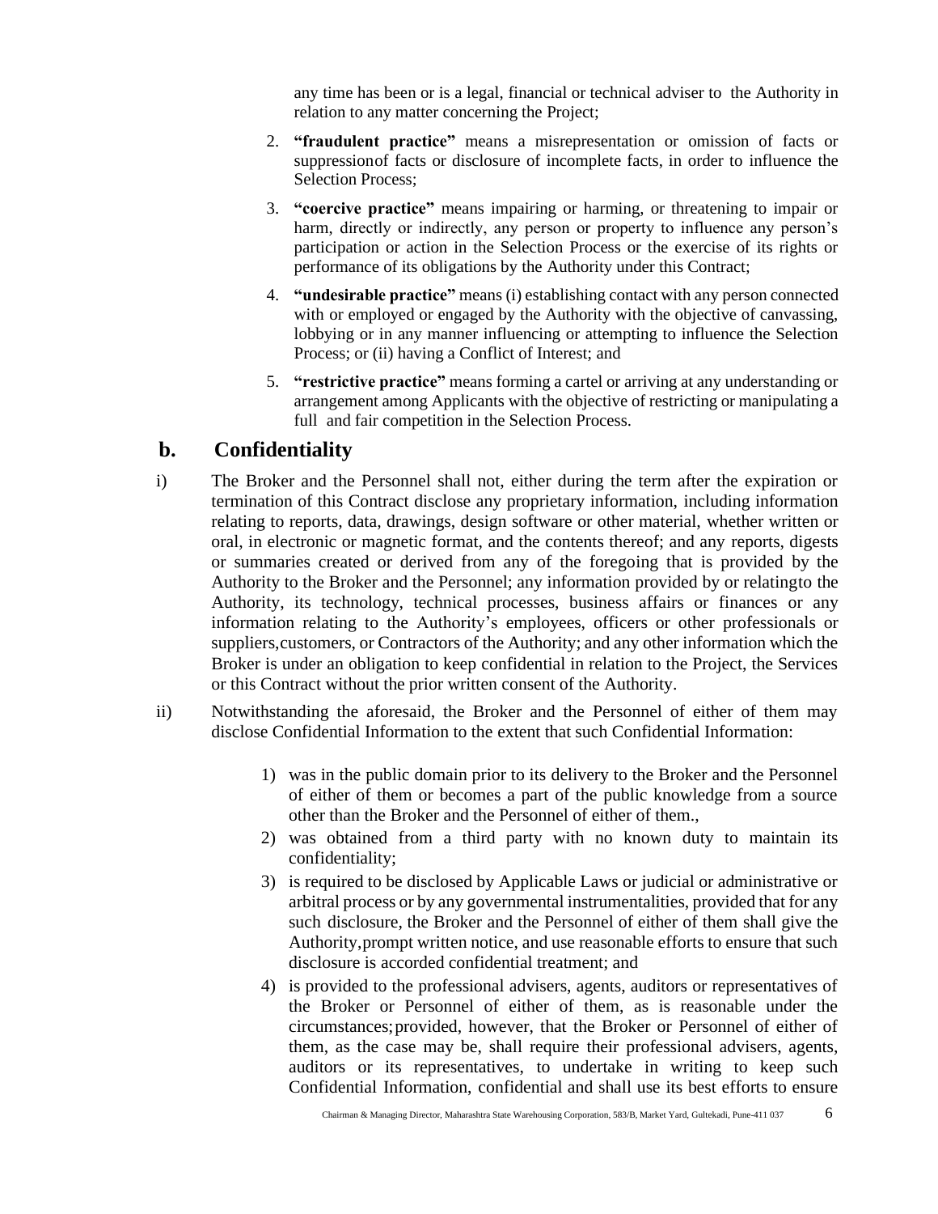any time has been or is a legal, financial or technical adviser to the Authority in relation to any matter concerning the Project;

2. **"fraudulent practice"** means a misrepresentation or omission of facts or suppressionof facts or disclosure of incomplete facts, in order to influence the Selection Process;
3. **"coercive practice"** means impairing or harming, or threatening to impair or harm, directly or indirectly, any person or property to influence any person's participation or action in the Selection Process or the exercise of its rights or performance of its obligations by the Authority under this Contract;
4. **"undesirable practice"** means (i) establishing contact with any person connected with or employed or engaged by the Authority with the objective of canvassing, lobbying or in any manner influencing or attempting to influence the Selection Process; or (ii) having a Conflict of Interest; and
5. **"restrictive practice"** means forming a cartel or arriving at any understanding or arrangement among Applicants with the objective of restricting or manipulating a full and fair competition in the Selection Process.

## b. Confidentiality

i) The Broker and the Personnel shall not, either during the term after the expiration or termination of this Contract disclose any proprietary information, including information relating to reports, data, drawings, design software or other material, whether written or oral, in electronic or magnetic format, and the contents thereof; and any reports, digests or summaries created or derived from any of the foregoing that is provided by the Authority to the Broker and the Personnel; any information provided by or relatingto the Authority, its technology, technical processes, business affairs or finances or any information relating to the Authority's employees, officers or other professionals or suppliers,customers, or Contractors of the Authority; and any other information which the Broker is under an obligation to keep confidential in relation to the Project, the Services or this Contract without the prior written consent of the Authority.

ii) Notwithstanding the aforesaid, the Broker and the Personnel of either of them may disclose Confidential Information to the extent that such Confidential Information:

1) was in the public domain prior to its delivery to the Broker and the Personnel of either of them or becomes a part of the public knowledge from a source other than the Broker and the Personnel of either of them.,
2) was obtained from a third party with no known duty to maintain its confidentiality;
3) is required to be disclosed by Applicable Laws or judicial or administrative or arbitral process or by any governmental instrumentalities, provided that for any such disclosure, the Broker and the Personnel of either of them shall give the Authority,prompt written notice, and use reasonable efforts to ensure that such disclosure is accorded confidential treatment; and
4) is provided to the professional advisers, agents, auditors or representatives of the Broker or Personnel of either of them, as is reasonable under the circumstances;provided, however, that the Broker or Personnel of either of them, as the case may be, shall require their professional advisers, agents, auditors or its representatives, to undertake in writing to keep such Confidential Information, confidential and shall use its best efforts to ensure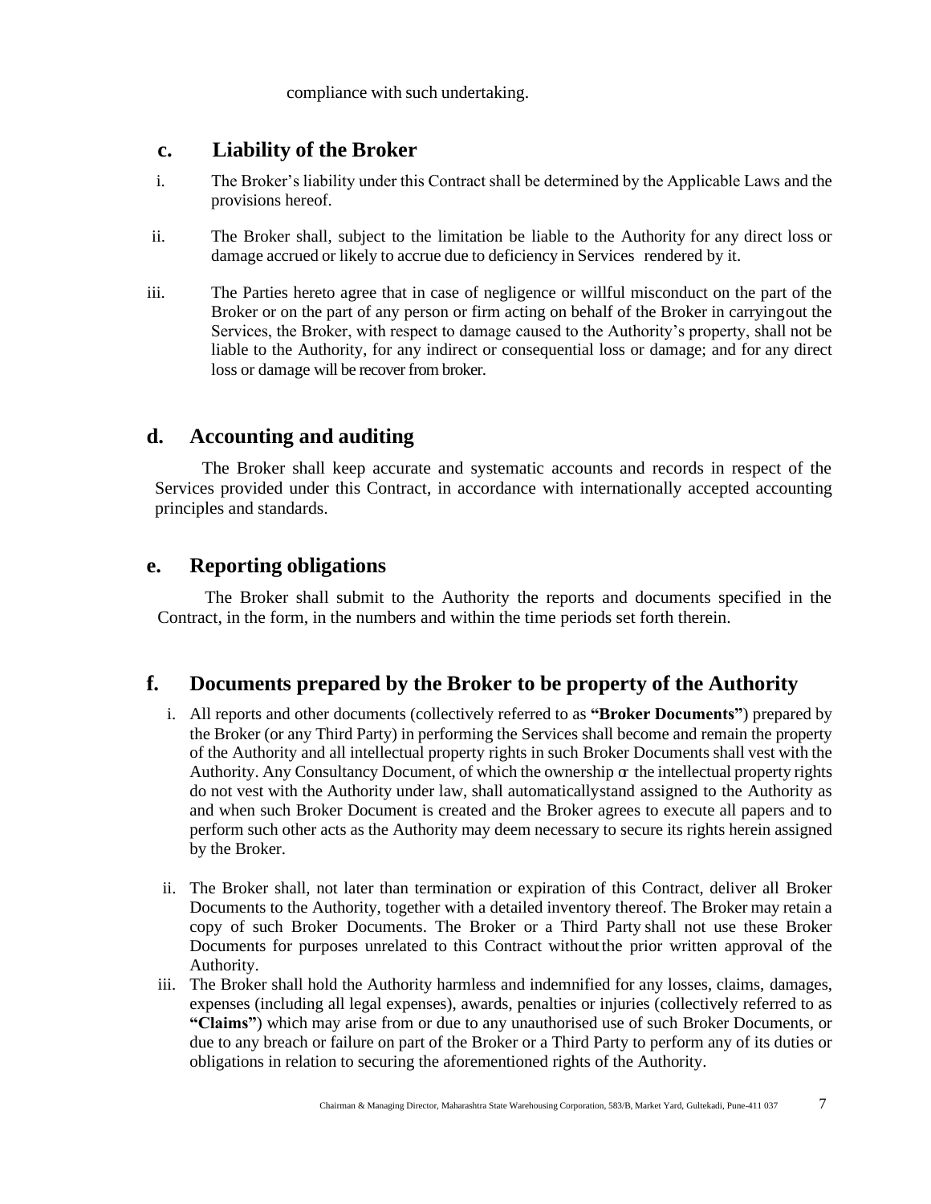compliance with such undertaking.

## c. Liability of the Broker

i. The Broker's liability under this Contract shall be determined by the Applicable Laws and the provisions hereof.

ii. The Broker shall, subject to the limitation be liable to the Authority for any direct loss or damage accrued or likely to accrue due to deficiency in Services rendered by it.

iii. The Parties hereto agree that in case of negligence or willful misconduct on the part of the Broker or on the part of any person or firm acting on behalf of the Broker in carryingout the Services, the Broker, with respect to damage caused to the Authority's property, shall not be liable to the Authority, for any indirect or consequential loss or damage; and for any direct loss or damage will be recover from broker.

## d. Accounting and auditing

The Broker shall keep accurate and systematic accounts and records in respect of the Services provided under this Contract, in accordance with internationally accepted accounting principles and standards.

## e. Reporting obligations

The Broker shall submit to the Authority the reports and documents specified in the Contract, in the form, in the numbers and within the time periods set forth therein.

## f. Documents prepared by the Broker to be property of the Authority

i. All reports and other documents (collectively referred to as **"Broker Documents"**) prepared by the Broker (or any Third Party) in performing the Services shall become and remain the property of the Authority and all intellectual property rights in such Broker Documents shall vest with the Authority. Any Consultancy Document, of which the ownership or the intellectual property rights do not vest with the Authority under law, shall automaticallystand assigned to the Authority as and when such Broker Document is created and the Broker agrees to execute all papers and to perform such other acts as the Authority may deem necessary to secure its rights herein assigned by the Broker.

ii. The Broker shall, not later than termination or expiration of this Contract, deliver all Broker Documents to the Authority, together with a detailed inventory thereof. The Broker may retain a copy of such Broker Documents. The Broker or a Third Party shall not use these Broker Documents for purposes unrelated to this Contract withoutthe prior written approval of the Authority.

iii. The Broker shall hold the Authority harmless and indemnified for any losses, claims, damages, expenses (including all legal expenses), awards, penalties or injuries (collectively referred to as **"Claims"**) which may arise from or due to any unauthorised use of such Broker Documents, or due to any breach or failure on part of the Broker or a Third Party to perform any of its duties or obligations in relation to securing the aforementioned rights of the Authority.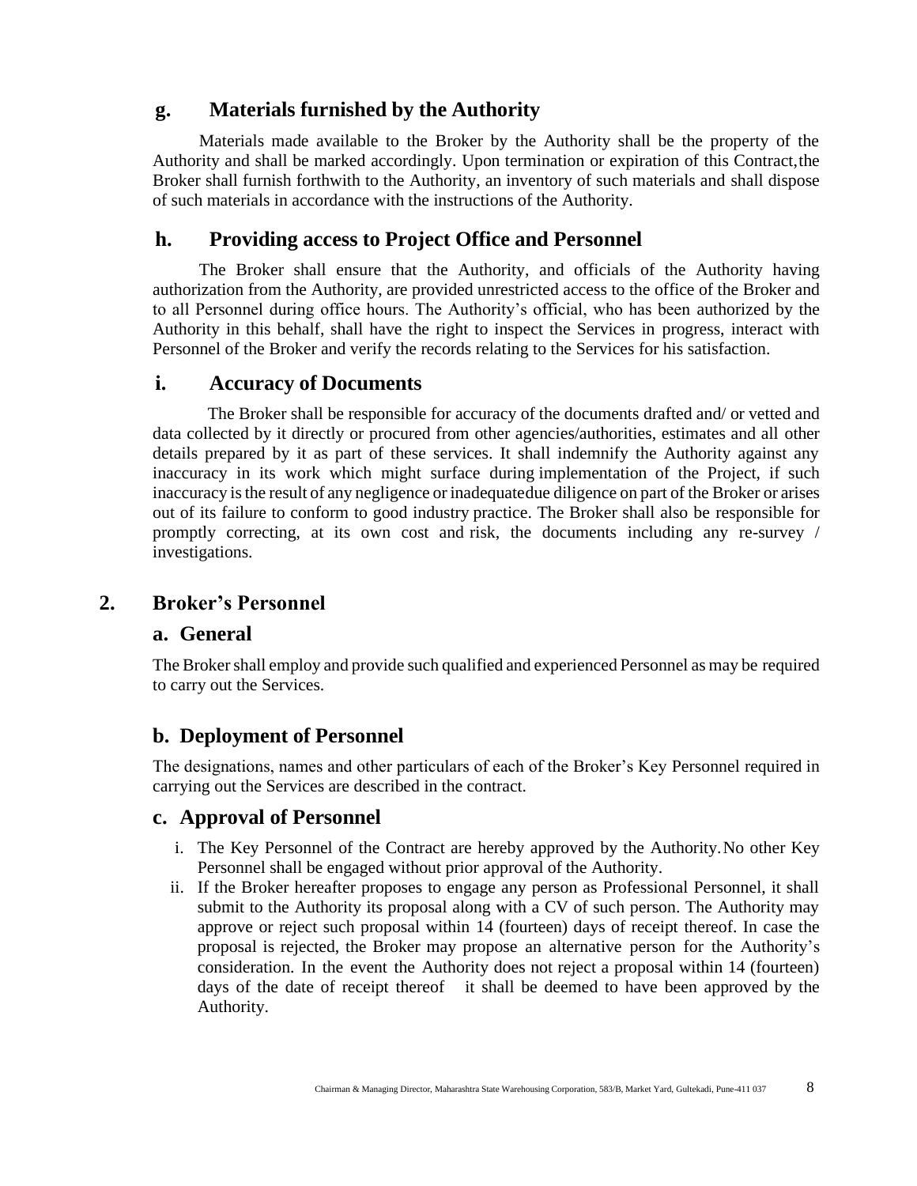### g. Materials furnished by the Authority

Materials made available to the Broker by the Authority shall be the property of the Authority and shall be marked accordingly. Upon termination or expiration of this Contract, the Broker shall furnish forthwith to the Authority, an inventory of such materials and shall dispose of such materials in accordance with the instructions of the Authority.

### h. Providing access to Project Office and Personnel

The Broker shall ensure that the Authority, and officials of the Authority having authorization from the Authority, are provided unrestricted access to the office of the Broker and to all Personnel during office hours. The Authority's official, who has been authorized by the Authority in this behalf, shall have the right to inspect the Services in progress, interact with Personnel of the Broker and verify the records relating to the Services for his satisfaction.

### i. Accuracy of Documents

The Broker shall be responsible for accuracy of the documents drafted and/ or vetted and data collected by it directly or procured from other agencies/authorities, estimates and all other details prepared by it as part of these services. It shall indemnify the Authority against any inaccuracy in its work which might surface during implementation of the Project, if such inaccuracy is the result of any negligence or inadequatedue diligence on part of the Broker or arises out of its failure to conform to good industry practice. The Broker shall also be responsible for promptly correcting, at its own cost and risk, the documents including any re-survey / investigations.

## 2. Broker's Personnel

### a. General

The Broker shall employ and provide such qualified and experienced Personnel as may be required to carry out the Services.

### b. Deployment of Personnel

The designations, names and other particulars of each of the Broker's Key Personnel required in carrying out the Services are described in the contract.

### c. Approval of Personnel

i. The Key Personnel of the Contract are hereby approved by the Authority. No other Key Personnel shall be engaged without prior approval of the Authority.

ii. If the Broker hereafter proposes to engage any person as Professional Personnel, it shall submit to the Authority its proposal along with a CV of such person. The Authority may approve or reject such proposal within 14 (fourteen) days of receipt thereof. In case the proposal is rejected, the Broker may propose an alternative person for the Authority's consideration. In the event the Authority does not reject a proposal within 14 (fourteen) days of the date of receipt thereof it shall be deemed to have been approved by the Authority.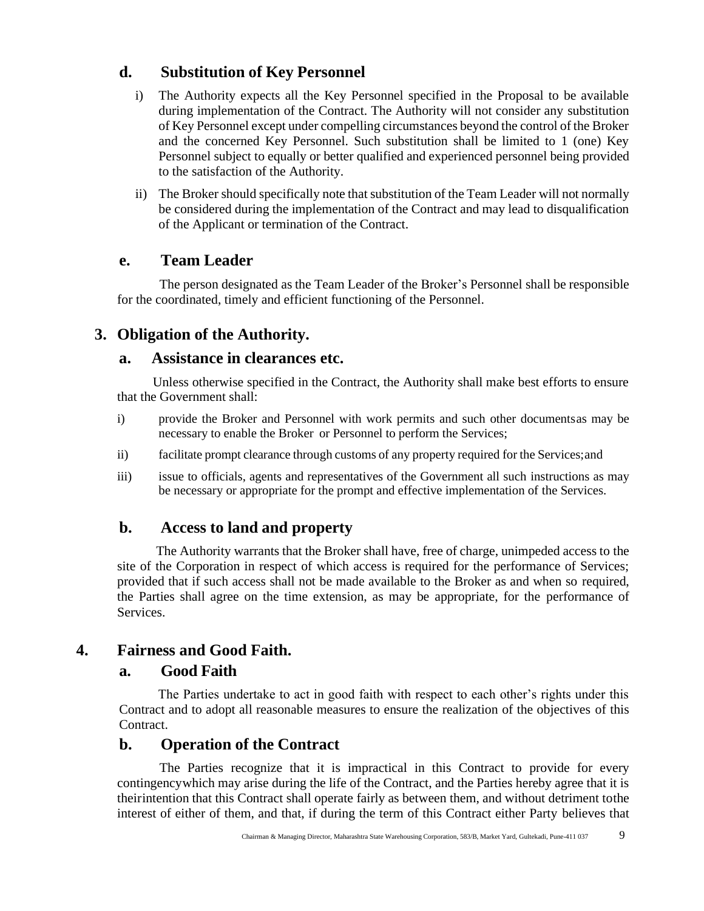### d. Substitution of Key Personnel

i) The Authority expects all the Key Personnel specified in the Proposal to be available during implementation of the Contract. The Authority will not consider any substitution of Key Personnel except under compelling circumstances beyond the control of the Broker and the concerned Key Personnel. Such substitution shall be limited to 1 (one) Key Personnel subject to equally or better qualified and experienced personnel being provided to the satisfaction of the Authority.

ii) The Broker should specifically note that substitution of the Team Leader will not normally be considered during the implementation of the Contract and may lead to disqualification of the Applicant or termination of the Contract.

### e. Team Leader

The person designated as the Team Leader of the Broker's Personnel shall be responsible for the coordinated, timely and efficient functioning of the Personnel.

## 3. Obligation of the Authority.

### a. Assistance in clearances etc.

Unless otherwise specified in the Contract, the Authority shall make best efforts to ensure that the Government shall:

i) provide the Broker and Personnel with work permits and such other documentsas may be necessary to enable the Broker or Personnel to perform the Services;

ii) facilitate prompt clearance through customs of any property required for the Services;and

iii) issue to officials, agents and representatives of the Government all such instructions as may be necessary or appropriate for the prompt and effective implementation of the Services.

### b. Access to land and property

The Authority warrants that the Broker shall have, free of charge, unimpeded access to the site of the Corporation in respect of which access is required for the performance of Services; provided that if such access shall not be made available to the Broker as and when so required, the Parties shall agree on the time extension, as may be appropriate, for the performance of Services.

## 4. Fairness and Good Faith.

### a. Good Faith

The Parties undertake to act in good faith with respect to each other's rights under this Contract and to adopt all reasonable measures to ensure the realization of the objectives of this Contract.

### b. Operation of the Contract

The Parties recognize that it is impractical in this Contract to provide for every contingencywhich may arise during the life of the Contract, and the Parties hereby agree that it is theirintention that this Contract shall operate fairly as between them, and without detriment tothe interest of either of them, and that, if during the term of this Contract either Party believes that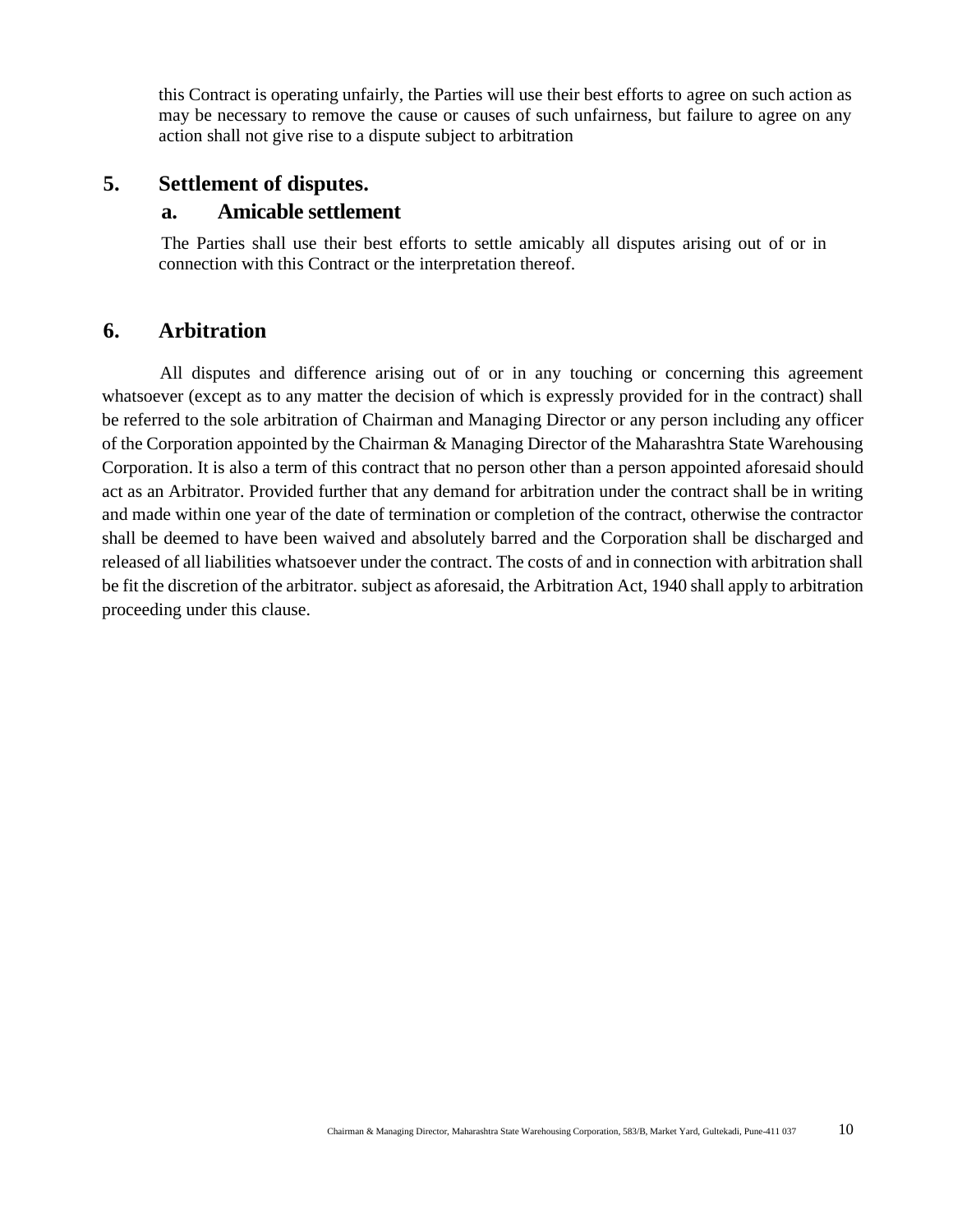this Contract is operating unfairly, the Parties will use their best efforts to agree on such action as may be necessary to remove the cause or causes of such unfairness, but failure to agree on any action shall not give rise to a dispute subject to arbitration

## 5. Settlement of disputes.

### a. Amicable settlement

The Parties shall use their best efforts to settle amicably all disputes arising out of or in connection with this Contract or the interpretation thereof.

## 6. Arbitration

All disputes and difference arising out of or in any touching or concerning this agreement whatsoever (except as to any matter the decision of which is expressly provided for in the contract) shall be referred to the sole arbitration of Chairman and Managing Director or any person including any officer of the Corporation appointed by the Chairman & Managing Director of the Maharashtra State Warehousing Corporation. It is also a term of this contract that no person other than a person appointed aforesaid should act as an Arbitrator. Provided further that any demand for arbitration under the contract shall be in writing and made within one year of the date of termination or completion of the contract, otherwise the contractor shall be deemed to have been waived and absolutely barred and the Corporation shall be discharged and released of all liabilities whatsoever under the contract. The costs of and in connection with arbitration shall be fit the discretion of the arbitrator. subject as aforesaid, the Arbitration Act, 1940 shall apply to arbitration proceeding under this clause.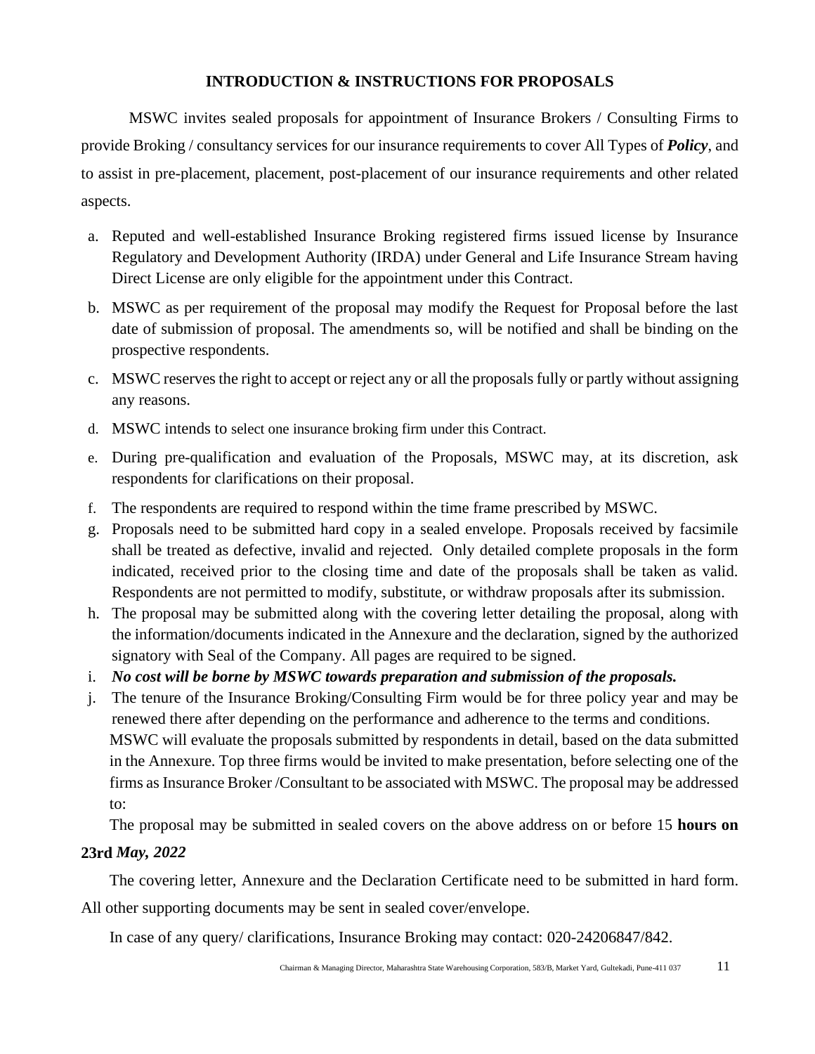## INTRODUCTION & INSTRUCTIONS FOR PROPOSALS

MSWC invites sealed proposals for appointment of Insurance Brokers / Consulting Firms to provide Broking / consultancy services for our insurance requirements to cover All Types of ***Policy***, and to assist in pre-placement, placement, post-placement of our insurance requirements and other related aspects.

a. Reputed and well-established Insurance Broking registered firms issued license by Insurance Regulatory and Development Authority (IRDA) under General and Life Insurance Stream having Direct License are only eligible for the appointment under this Contract.

b. MSWC as per requirement of the proposal may modify the Request for Proposal before the last date of submission of proposal. The amendments so, will be notified and shall be binding on the prospective respondents.

c. MSWC reserves the right to accept or reject any or all the proposals fully or partly without assigning any reasons.

d. MSWC intends to select one insurance broking firm under this Contract.

e. During pre-qualification and evaluation of the Proposals, MSWC may, at its discretion, ask respondents for clarifications on their proposal.

f. The respondents are required to respond within the time frame prescribed by MSWC.

g. Proposals need to be submitted hard copy in a sealed envelope. Proposals received by facsimile shall be treated as defective, invalid and rejected. Only detailed complete proposals in the form indicated, received prior to the closing time and date of the proposals shall be taken as valid. Respondents are not permitted to modify, substitute, or withdraw proposals after its submission.

h. The proposal may be submitted along with the covering letter detailing the proposal, along with the information/documents indicated in the Annexure and the declaration, signed by the authorized signatory with Seal of the Company. All pages are required to be signed.

i. ***No cost will be borne by MSWC towards preparation and submission of the proposals.***

j. The tenure of the Insurance Broking/Consulting Firm would be for three policy year and may be renewed there after depending on the performance and adherence to the terms and conditions.

MSWC will evaluate the proposals submitted by respondents in detail, based on the data submitted in the Annexure. Top three firms would be invited to make presentation, before selecting one of the firms as Insurance Broker /Consultant to be associated with MSWC. The proposal may be addressed to:

The proposal may be submitted in sealed covers on the above address on or before 15 **hours on 23rd *May, 2022***

The covering letter, Annexure and the Declaration Certificate need to be submitted in hard form. All other supporting documents may be sent in sealed cover/envelope.

In case of any query/ clarifications, Insurance Broking may contact: 020-24206847/842.

Chairman & Managing Director, Maharashtra State Warehousing Corporation, 583/B, Market Yard, Gultekadi, Pune-411 037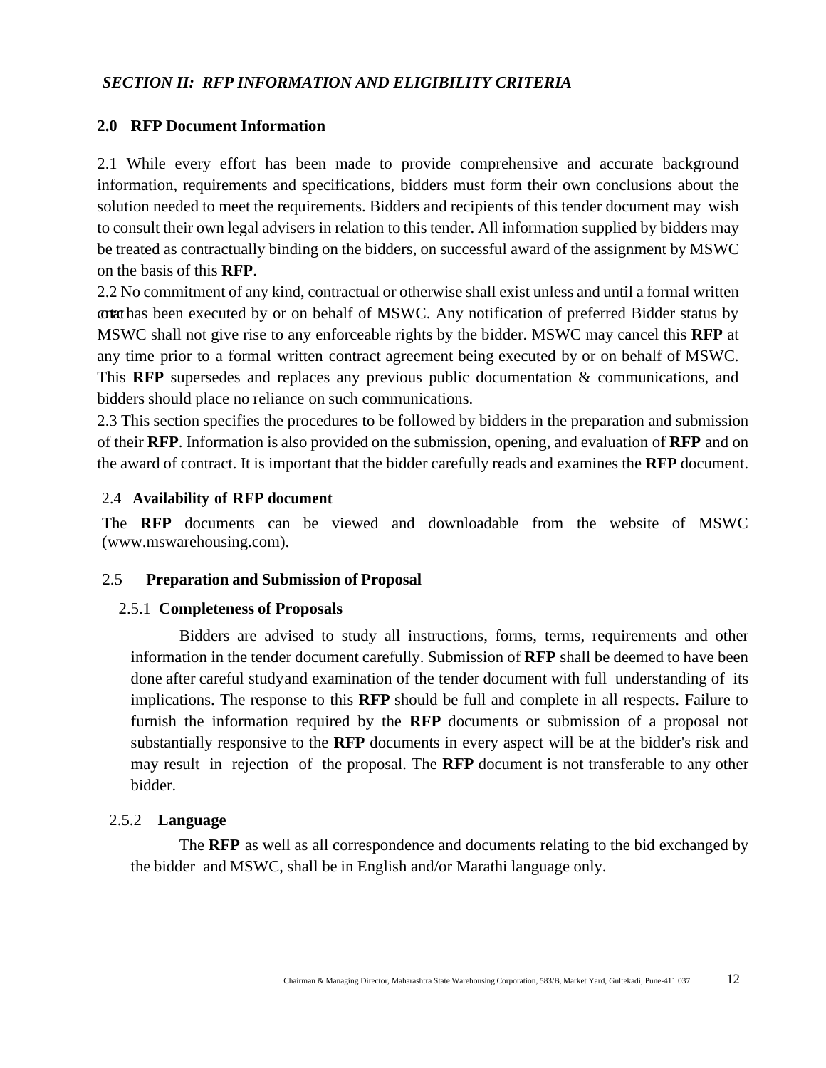***SECTION II: RFP INFORMATION AND ELIGIBILITY CRITERIA***

## 2.0 RFP Document Information

2.1 While every effort has been made to provide comprehensive and accurate background information, requirements and specifications, bidders must form their own conclusions about the solution needed to meet the requirements. Bidders and recipients of this tender document may wish to consult their own legal advisers in relation to this tender. All information supplied by bidders may be treated as contractually binding on the bidders, on successful award of the assignment by MSWC on the basis of this **RFP**.

2.2 No commitment of any kind, contractual or otherwise shall exist unless and until a formal written contract has been executed by or on behalf of MSWC. Any notification of preferred Bidder status by MSWC shall not give rise to any enforceable rights by the bidder. MSWC may cancel this **RFP** at any time prior to a formal written contract agreement being executed by or on behalf of MSWC. This **RFP** supersedes and replaces any previous public documentation & communications, and bidders should place no reliance on such communications.

2.3 This section specifies the procedures to be followed by bidders in the preparation and submission of their **RFP**. Information is also provided on the submission, opening, and evaluation of **RFP** and on the award of contract. It is important that the bidder carefully reads and examines the **RFP** document.

### 2.4 Availability of RFP document

The **RFP** documents can be viewed and downloadable from the website of MSWC (www.mswarehousing.com).

### 2.5 Preparation and Submission of Proposal

#### 2.5.1 Completeness of Proposals

Bidders are advised to study all instructions, forms, terms, requirements and other information in the tender document carefully. Submission of **RFP** shall be deemed to have been done after careful study and examination of the tender document with full understanding of its implications. The response to this **RFP** should be full and complete in all respects. Failure to furnish the information required by the **RFP** documents or submission of a proposal not substantially responsive to the **RFP** documents in every aspect will be at the bidder's risk and may result in rejection of the proposal. The **RFP** document is not transferable to any other bidder.

#### 2.5.2 Language

The **RFP** as well as all correspondence and documents relating to the bid exchanged by the bidder and MSWC, shall be in English and/or Marathi language only.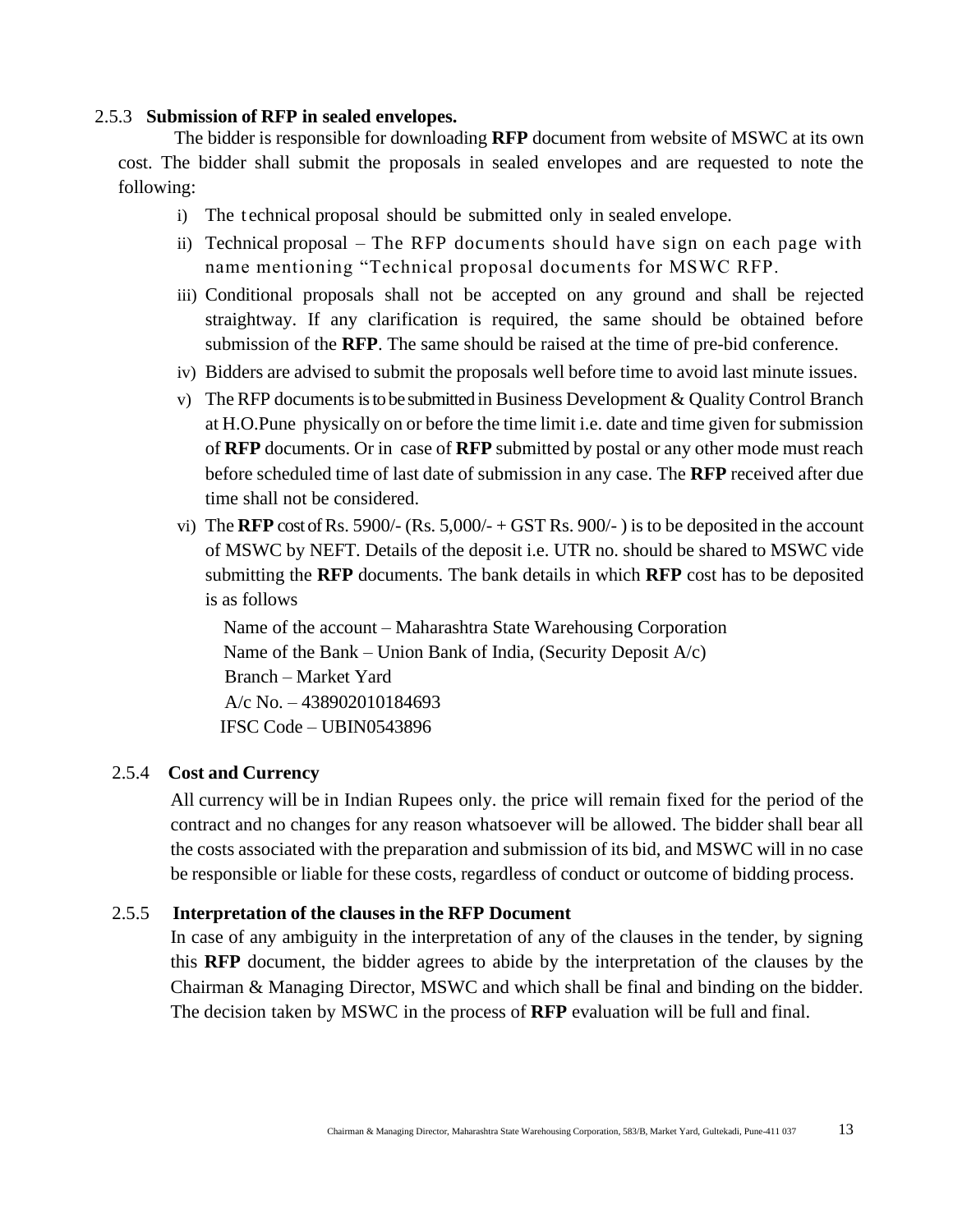2.5.3 **Submission of RFP in sealed envelopes.**

The bidder is responsible for downloading **RFP** document from website of MSWC at its own cost. The bidder shall submit the proposals in sealed envelopes and are requested to note the following:

i) The technical proposal should be submitted only in sealed envelope.

ii) Technical proposal – The RFP documents should have sign on each page with name mentioning "Technical proposal documents for MSWC RFP.

iii) Conditional proposals shall not be accepted on any ground and shall be rejected straightway. If any clarification is required, the same should be obtained before submission of the **RFP**. The same should be raised at the time of pre-bid conference.

iv) Bidders are advised to submit the proposals well before time to avoid last minute issues.

v) The RFP documents is to be submitted in Business Development & Quality Control Branch at H.O.Pune physically on or before the time limit i.e. date and time given for submission of **RFP** documents. Or in case of **RFP** submitted by postal or any other mode must reach before scheduled time of last date of submission in any case. The **RFP** received after due time shall not be considered.

vi) The **RFP** cost of Rs. 5900/- (Rs. 5,000/- + GST Rs. 900/- ) is to be deposited in the account of MSWC by NEFT. Details of the deposit i.e. UTR no. should be shared to MSWC vide submitting the **RFP** documents. The bank details in which **RFP** cost has to be deposited is as follows

Name of the account – Maharashtra State Warehousing Corporation
Name of the Bank – Union Bank of India, (Security Deposit A/c)
Branch – Market Yard
A/c No. – 438902010184693
IFSC Code – UBIN0543896

2.5.4 **Cost and Currency**

All currency will be in Indian Rupees only. the price will remain fixed for the period of the contract and no changes for any reason whatsoever will be allowed. The bidder shall bear all the costs associated with the preparation and submission of its bid, and MSWC will in no case be responsible or liable for these costs, regardless of conduct or outcome of bidding process.

2.5.5 **Interpretation of the clauses in the RFP Document**

In case of any ambiguity in the interpretation of any of the clauses in the tender, by signing this **RFP** document, the bidder agrees to abide by the interpretation of the clauses by the Chairman & Managing Director, MSWC and which shall be final and binding on the bidder. The decision taken by MSWC in the process of **RFP** evaluation will be full and final.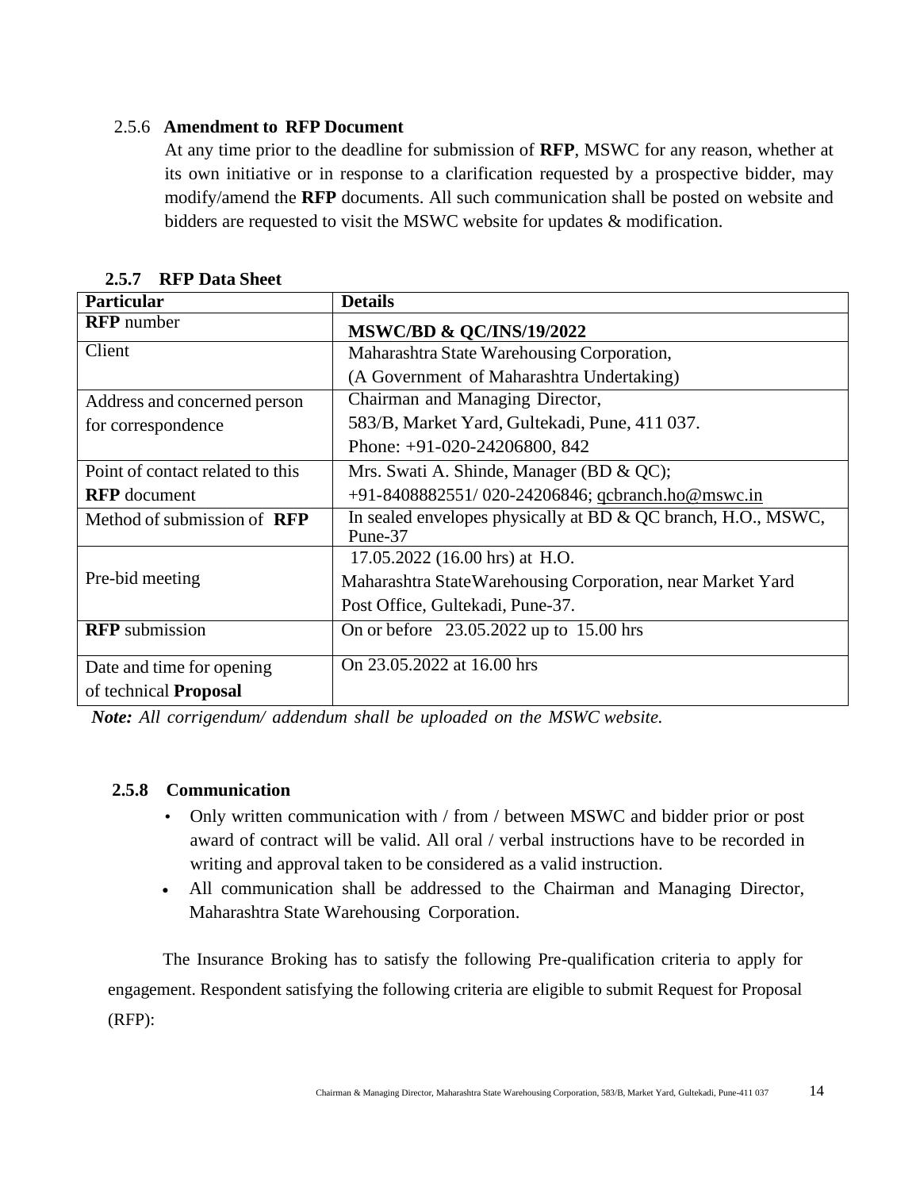### 2.5.6 Amendment to RFP Document

At any time prior to the deadline for submission of **RFP**, MSWC for any reason, whether at its own initiative or in response to a clarification requested by a prospective bidder, may modify/amend the **RFP** documents. All such communication shall be posted on website and bidders are requested to visit the MSWC website for updates & modification.

### 2.5.7 RFP Data Sheet

| **Particular** | **Details** |
|---|---|
| **RFP** number | **MSWC/BD & QC/INS/19/2022** |
| Client | Maharashtra State Warehousing Corporation, (A Government of Maharashtra Undertaking) |
| Address and concerned person for correspondence | Chairman and Managing Director, 583/B, Market Yard, Gultekadi, Pune, 411 037. Phone: +91-020-24206800, 842 |
| Point of contact related to this **RFP** document | Mrs. Swati A. Shinde, Manager (BD & QC); +91-8408882551/ 020-24206846; qcbranch.ho@mswc.in |
| Method of submission of **RFP** | In sealed envelopes physically at BD & QC branch, H.O., MSWC, Pune-37 |
| Pre-bid meeting | 17.05.2022 (16.00 hrs) at H.O. Maharashtra StateWarehousing Corporation, near Market Yard Post Office, Gultekadi, Pune-37. |
| **RFP** submission | On or before 23.05.2022 up to 15.00 hrs |
| Date and time for opening of technical **Proposal** | On 23.05.2022 at 16.00 hrs |

***Note:*** *All corrigendum/ addendum shall be uploaded on the MSWC website.*

### 2.5.8 Communication

- Only written communication with / from / between MSWC and bidder prior or post award of contract will be valid. All oral / verbal instructions have to be recorded in writing and approval taken to be considered as a valid instruction.
- All communication shall be addressed to the Chairman and Managing Director, Maharashtra State Warehousing Corporation.

The Insurance Broking has to satisfy the following Pre-qualification criteria to apply for engagement. Respondent satisfying the following criteria are eligible to submit Request for Proposal (RFP):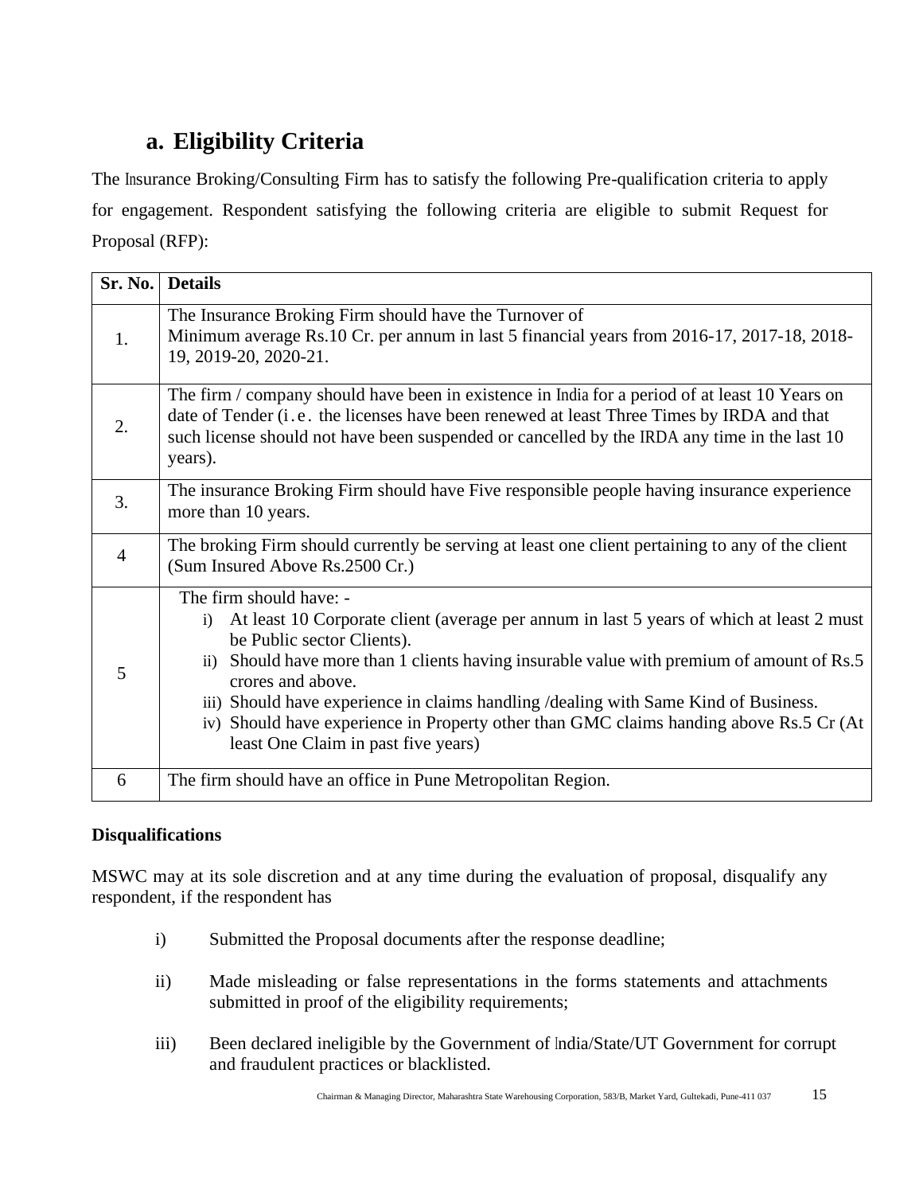## a. Eligibility Criteria

The Insurance Broking/Consulting Firm has to satisfy the following Pre-qualification criteria to apply for engagement. Respondent satisfying the following criteria are eligible to submit Request for Proposal (RFP):

| Sr. No. | Details |
|---|---|
| 1. | The Insurance Broking Firm should have the Turnover of Minimum average Rs.10 Cr. per annum in last 5 financial years from 2016-17, 2017-18, 2018-19, 2019-20, 2020-21. |
| 2. | The firm / company should have been in existence in India for a period of at least 10 Years on date of Tender (i.e. the licenses have been renewed at least Three Times by IRDA and that such license should not have been suspended or cancelled by the IRDA any time in the last 10 years). |
| 3. | The insurance Broking Firm should have Five responsible people having insurance experience more than 10 years. |
| 4 | The broking Firm should currently be serving at least one client pertaining to any of the client (Sum Insured Above Rs.2500 Cr.) |
| 5 | The firm should have: -<br>i) At least 10 Corporate client (average per annum in last 5 years of which at least 2 must be Public sector Clients).<br>ii) Should have more than 1 clients having insurable value with premium of amount of Rs.5 crores and above.<br>iii) Should have experience in claims handling /dealing with Same Kind of Business.<br>iv) Should have experience in Property other than GMC claims handing above Rs.5 Cr (At least One Claim in past five years) |
| 6 | The firm should have an office in Pune Metropolitan Region. |

**Disqualifications**

MSWC may at its sole discretion and at any time during the evaluation of proposal, disqualify any respondent, if the respondent has

i) Submitted the Proposal documents after the response deadline;

ii) Made misleading or false representations in the forms statements and attachments submitted in proof of the eligibility requirements;

iii) Been declared ineligible by the Government of India/State/UT Government for corrupt and fraudulent practices or blacklisted.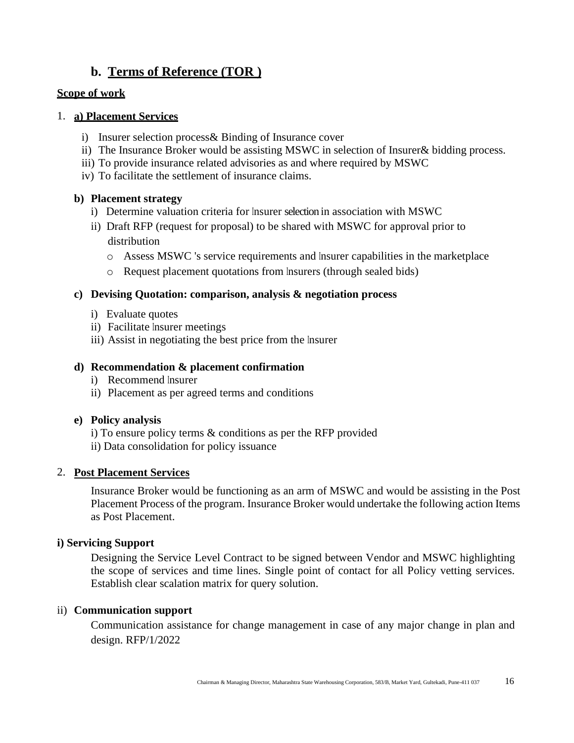## b. Terms of Reference (TOR )

**Scope of work**

1. **a) Placement Services**

   i) Insurer selection process& Binding of Insurance cover
   ii) The Insurance Broker would be assisting MSWC in selection of Insurer& bidding process.
   iii) To provide insurance related advisories as and where required by MSWC
   iv) To facilitate the settlement of insurance claims.

   **b) Placement strategy**

   i) Determine valuation criteria for Insurer selection in association with MSWC
   ii) Draft RFP (request for proposal) to be shared with MSWC for approval prior to distribution
   - Assess MSWC 's service requirements and Insurer capabilities in the marketplace
   - Request placement quotations from Insurers (through sealed bids)

   **c) Devising Quotation: comparison, analysis & negotiation process**

   i) Evaluate quotes
   ii) Facilitate Insurer meetings
   iii) Assist in negotiating the best price from the Insurer

   **d) Recommendation & placement confirmation**

   i) Recommend Insurer
   ii) Placement as per agreed terms and conditions

   **e) Policy analysis**

   i) To ensure policy terms & conditions as per the RFP provided
   ii) Data consolidation for policy issuance

2. **Post Placement Services**

   Insurance Broker would be functioning as an arm of MSWC and would be assisting in the Post Placement Process of the program. Insurance Broker would undertake the following action Items as Post Placement.

**i) Servicing Support**

Designing the Service Level Contract to be signed between Vendor and MSWC highlighting the scope of services and time lines. Single point of contact for all Policy vetting services. Establish clear scalation matrix for query solution.

ii) **Communication support**

Communication assistance for change management in case of any major change in plan and design. RFP/1/2022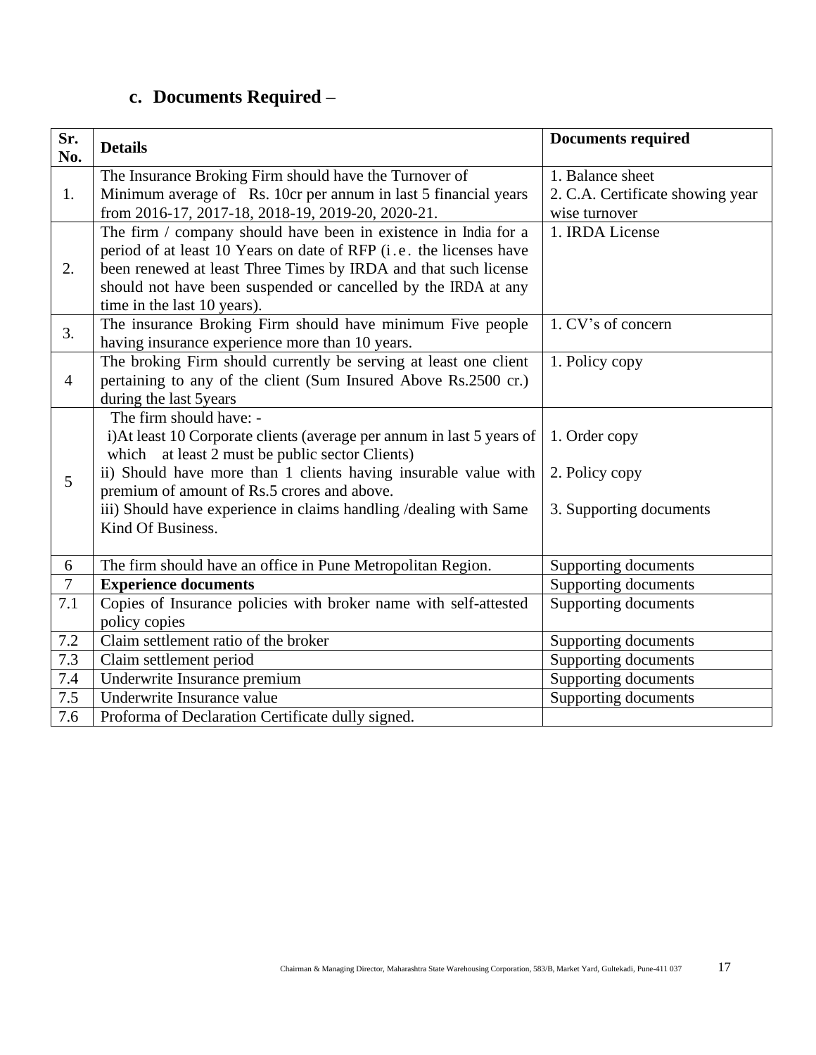### c. Documents Required –

| Sr. No. | Details | Documents required |
|---|---|---|
| 1. | The Insurance Broking Firm should have the Turnover of Minimum average of Rs. 10cr per annum in last 5 financial years from 2016-17, 2017-18, 2018-19, 2019-20, 2020-21. | 1. Balance sheet<br>2. C.A. Certificate showing year wise turnover |
| 2. | The firm / company should have been in existence in India for a period of at least 10 Years on date of RFP (i.e. the licenses have been renewed at least Three Times by IRDA and that such license should not have been suspended or cancelled by the IRDA at any time in the last 10 years). | 1. IRDA License |
| 3. | The insurance Broking Firm should have minimum Five people having insurance experience more than 10 years. | 1. CV's of concern |
| 4 | The broking Firm should currently be serving at least one client pertaining to any of the client (Sum Insured Above Rs.2500 cr.) during the last 5years | 1. Policy copy |
| 5 | The firm should have: -<br>i)At least 10 Corporate clients (average per annum in last 5 years of which at least 2 must be public sector Clients)<br>ii) Should have more than 1 clients having insurable value with premium of amount of Rs.5 crores and above.<br>iii) Should have experience in claims handling /dealing with Same Kind Of Business. | 1. Order copy<br>2. Policy copy<br>3. Supporting documents |
| 6 | The firm should have an office in Pune Metropolitan Region. | Supporting documents |
| 7 | **Experience documents** | Supporting documents |
| 7.1 | Copies of Insurance policies with broker name with self-attested policy copies | Supporting documents |
| 7.2 | Claim settlement ratio of the broker | Supporting documents |
| 7.3 | Claim settlement period | Supporting documents |
| 7.4 | Underwrite Insurance premium | Supporting documents |
| 7.5 | Underwrite Insurance value | Supporting documents |
| 7.6 | Proforma of Declaration Certificate dully signed. | |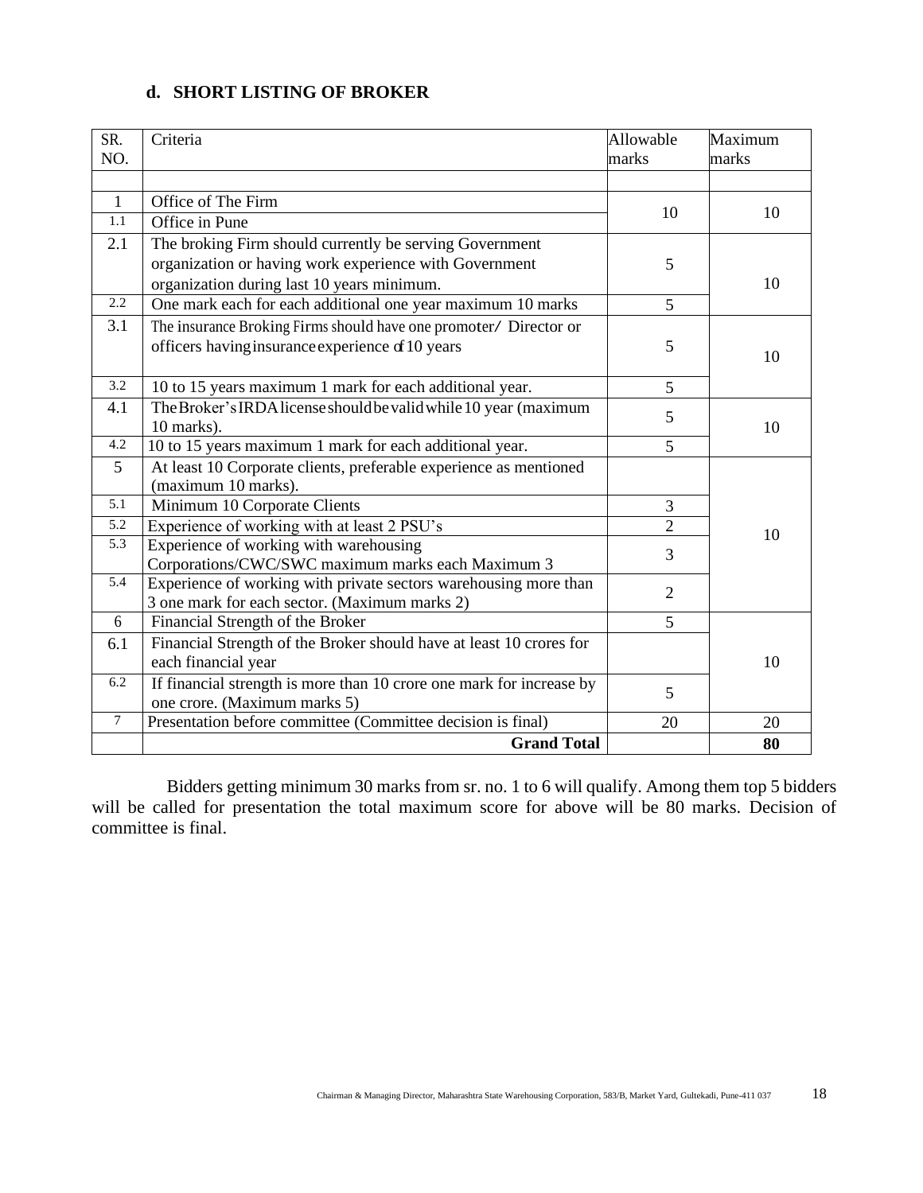### d. SHORT LISTING OF BROKER

| SR. NO. | Criteria | Allowable marks | Maximum marks |
|---|---|---|---|
| | | | |
| 1 | Office of The Firm | 10 | 10 |
| 1.1 | Office in Pune | | |
| 2.1 | The broking Firm should currently be serving Government organization or having work experience with Government organization during last 10 years minimum. | 5 | 10 |
| 2.2 | One mark each for each additional one year maximum 10 marks | 5 | |
| 3.1 | The insurance Broking Firms should have one promoter/ Director or officers having insurance experience of 10 years | 5 | 10 |
| 3.2 | 10 to 15 years maximum 1 mark for each additional year. | 5 | |
| 4.1 | The Broker's IRDA license should be valid while 10 year (maximum 10 marks). | 5 | 10 |
| 4.2 | 10 to 15 years maximum 1 mark for each additional year. | 5 | |
| 5 | At least 10 Corporate clients, preferable experience as mentioned (maximum 10 marks). | | 10 |
| 5.1 | Minimum 10 Corporate Clients | 3 | |
| 5.2 | Experience of working with at least 2 PSU's | 2 | |
| 5.3 | Experience of working with warehousing Corporations/CWC/SWC maximum marks each Maximum 3 | 3 | |
| 5.4 | Experience of working with private sectors warehousing more than 3 one mark for each sector. (Maximum marks 2) | 2 | |
| 6 | Financial Strength of the Broker | 5 | 10 |
| 6.1 | Financial Strength of the Broker should have at least 10 crores for each financial year | | |
| 6.2 | If financial strength is more than 10 crore one mark for increase by one crore. (Maximum marks 5) | 5 | |
| 7 | Presentation before committee (Committee decision is final) | 20 | 20 |
| | **Grand Total** | | **80** |

Bidders getting minimum 30 marks from sr. no. 1 to 6 will qualify. Among them top 5 bidders will be called for presentation the total maximum score for above will be 80 marks. Decision of committee is final.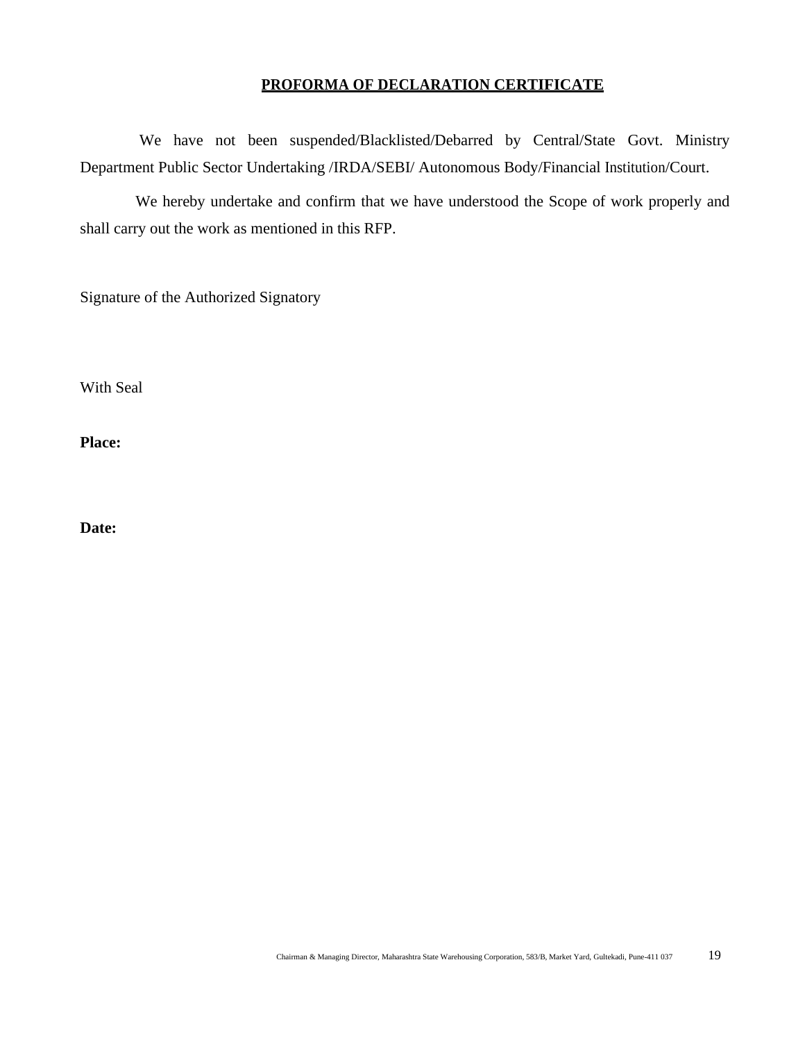## PROFORMA OF DECLARATION CERTIFICATE

We have not been suspended/Blacklisted/Debarred by Central/State Govt. Ministry Department Public Sector Undertaking /IRDA/SEBI/ Autonomous Body/Financial Institution/Court.

We hereby undertake and confirm that we have understood the Scope of work properly and shall carry out the work as mentioned in this RFP.

Signature of the Authorized Signatory

With Seal

**Place:**

**Date:**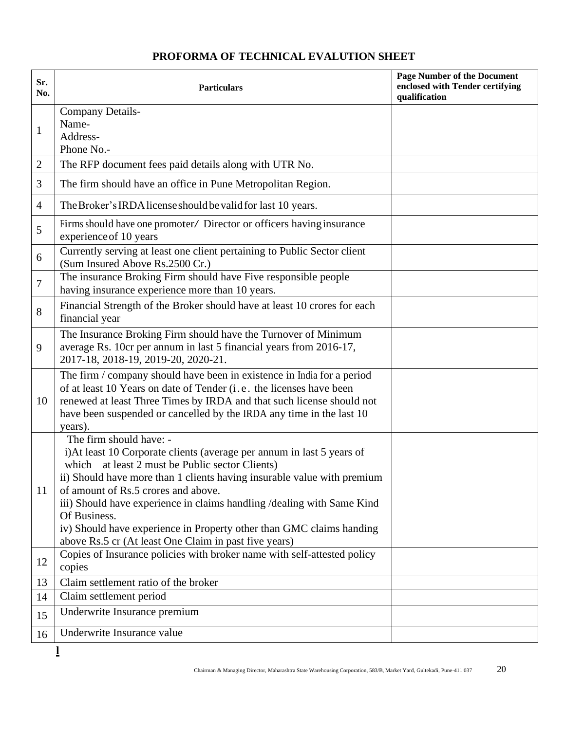## PROFORMA OF TECHNICAL EVALUTION SHEET

| Sr. No. | Particulars | Page Number of the Document enclosed with Tender certifying qualification |
|---|---|---|
| 1 | Company Details-<br>Name-<br>Address-<br>Phone No.- | |
| 2 | The RFP document fees paid details along with UTR No. | |
| 3 | The firm should have an office in Pune Metropolitan Region. | |
| 4 | The Broker's IRDA license should be valid for last 10 years. | |
| 5 | Firms should have one promoter/ Director or officers having insurance experience of 10 years | |
| 6 | Currently serving at least one client pertaining to Public Sector client (Sum Insured Above Rs.2500 Cr.) | |
| 7 | The insurance Broking Firm should have Five responsible people having insurance experience more than 10 years. | |
| 8 | Financial Strength of the Broker should have at least 10 crores for each financial year | |
| 9 | The Insurance Broking Firm should have the Turnover of Minimum average Rs. 10cr per annum in last 5 financial years from 2016-17, 2017-18, 2018-19, 2019-20, 2020-21. | |
| 10 | The firm / company should have been in existence in India for a period of at least 10 Years on date of Tender (i.e. the licenses have been renewed at least Three Times by IRDA and that such license should not have been suspended or cancelled by the IRDA any time in the last 10 years). | |
| 11 | The firm should have: -<br>i)At least 10 Corporate clients (average per annum in last 5 years of which at least 2 must be Public sector Clients)<br>ii) Should have more than 1 clients having insurable value with premium of amount of Rs.5 crores and above.<br>iii) Should have experience in claims handling /dealing with Same Kind Of Business.<br>iv) Should have experience in Property other than GMC claims handing above Rs.5 cr (At least One Claim in past five years) | |
| 12 | Copies of Insurance policies with broker name with self-attested policy copies | |
| 13 | Claim settlement ratio of the broker | |
| 14 | Claim settlement period | |
| 15 | Underwrite Insurance premium | |
| 16 | Underwrite Insurance value | |

Chairman & Managing Director, Maharashtra State Warehousing Corporation, 583/B, Market Yard, Gultekadi, Pune-411 037